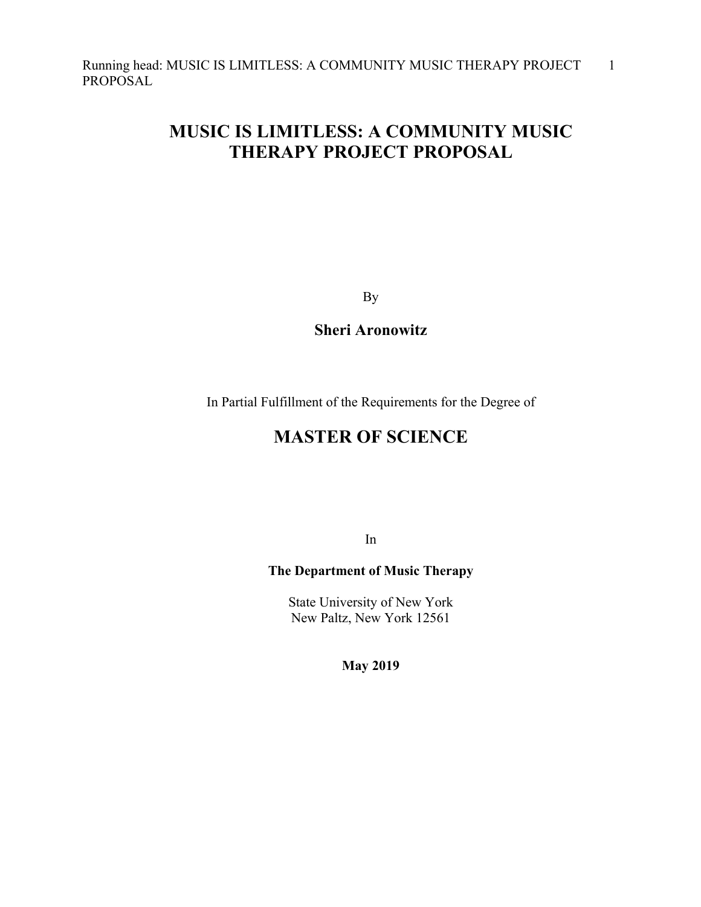# MUSIC IS LIMITLESS: A COMMUNITY MUSIC THERAPY PROJECT PROPOSAL

By

**Sheri Aronowitz**

In Partial Fulfillment of the Requirements for the Degree of

## MASTER OF SCIENCE

In

**The Department of Music Therapy**

State University of New York
New Paltz, New York 12561

**May 2019**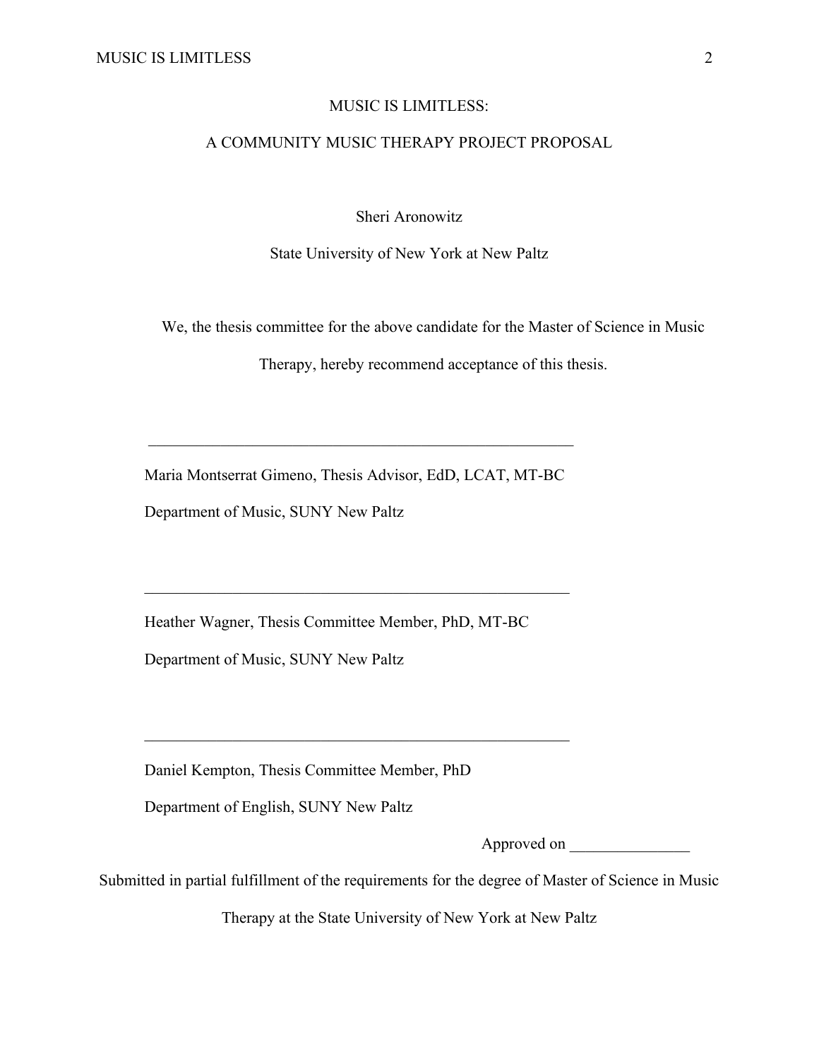# MUSIC IS LIMITLESS:

# A COMMUNITY MUSIC THERAPY PROJECT PROPOSAL

Sheri Aronowitz

State University of New York at New Paltz

We, the thesis committee for the above candidate for the Master of Science in Music Therapy, hereby recommend acceptance of this thesis.

\_\_\_\_\_\_\_\_\_\_\_\_\_\_\_\_\_\_\_\_\_\_\_\_\_\_\_\_\_\_\_\_\_\_\_\_\_\_\_\_\_\_\_\_\_\_\_\_\_\_\_\_\_\_

Maria Montserrat Gimeno, Thesis Advisor, EdD, LCAT, MT-BC

Department of Music, SUNY New Paltz

\_\_\_\_\_\_\_\_\_\_\_\_\_\_\_\_\_\_\_\_\_\_\_\_\_\_\_\_\_\_\_\_\_\_\_\_\_\_\_\_\_\_\_\_\_\_\_\_\_\_\_\_\_\_

Heather Wagner, Thesis Committee Member, PhD, MT-BC

Department of Music, SUNY New Paltz

\_\_\_\_\_\_\_\_\_\_\_\_\_\_\_\_\_\_\_\_\_\_\_\_\_\_\_\_\_\_\_\_\_\_\_\_\_\_\_\_\_\_\_\_\_\_\_\_\_\_\_\_\_\_

Daniel Kempton, Thesis Committee Member, PhD

Department of English, SUNY New Paltz

Approved on \_\_\_\_\_\_\_\_\_\_\_\_\_\_\_

Submitted in partial fulfillment of the requirements for the degree of Master of Science in Music Therapy at the State University of New York at New Paltz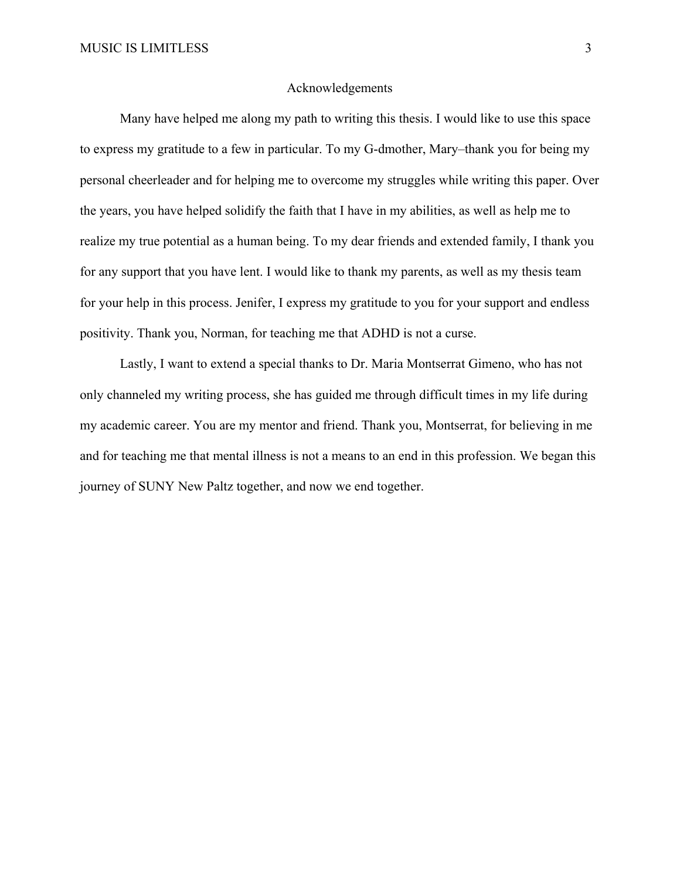# Acknowledgements

Many have helped me along my path to writing this thesis. I would like to use this space to express my gratitude to a few in particular. To my G-dmother, Mary–thank you for being my personal cheerleader and for helping me to overcome my struggles while writing this paper. Over the years, you have helped solidify the faith that I have in my abilities, as well as help me to realize my true potential as a human being. To my dear friends and extended family, I thank you for any support that you have lent. I would like to thank my parents, as well as my thesis team for your help in this process. Jenifer, I express my gratitude to you for your support and endless positivity. Thank you, Norman, for teaching me that ADHD is not a curse.

Lastly, I want to extend a special thanks to Dr. Maria Montserrat Gimeno, who has not only channeled my writing process, she has guided me through difficult times in my life during my academic career. You are my mentor and friend. Thank you, Montserrat, for believing in me and for teaching me that mental illness is not a means to an end in this profession. We began this journey of SUNY New Paltz together, and now we end together.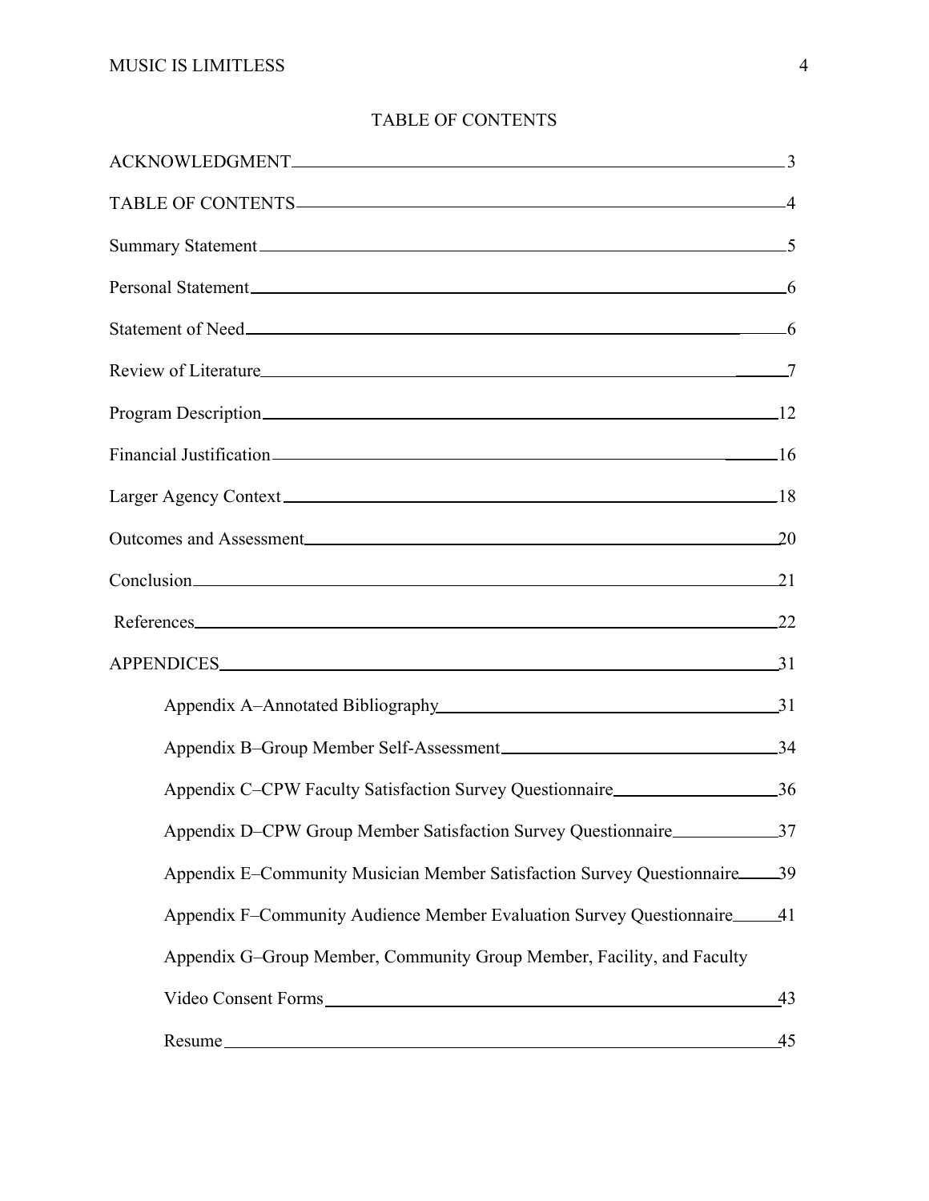# TABLE OF CONTENTS

ACKNOWLEDGMENT 3

TABLE OF CONTENTS 4

Summary Statement 5

Personal Statement 6

Statement of Need 6

Review of Literature 7

Program Description 12

Financial Justification 16

Larger Agency Context 18

Outcomes and Assessment 20

Conclusion 21

References 22

APPENDICES 31

- Appendix A–Annotated Bibliography 31
- Appendix B–Group Member Self-Assessment 34
- Appendix C–CPW Faculty Satisfaction Survey Questionnaire 36
- Appendix D–CPW Group Member Satisfaction Survey Questionnaire 37
- Appendix E–Community Musician Member Satisfaction Survey Questionnaire 39
- Appendix F–Community Audience Member Evaluation Survey Questionnaire 41
- Appendix G–Group Member, Community Group Member, Facility, and Faculty Video Consent Forms 43
- Resume 45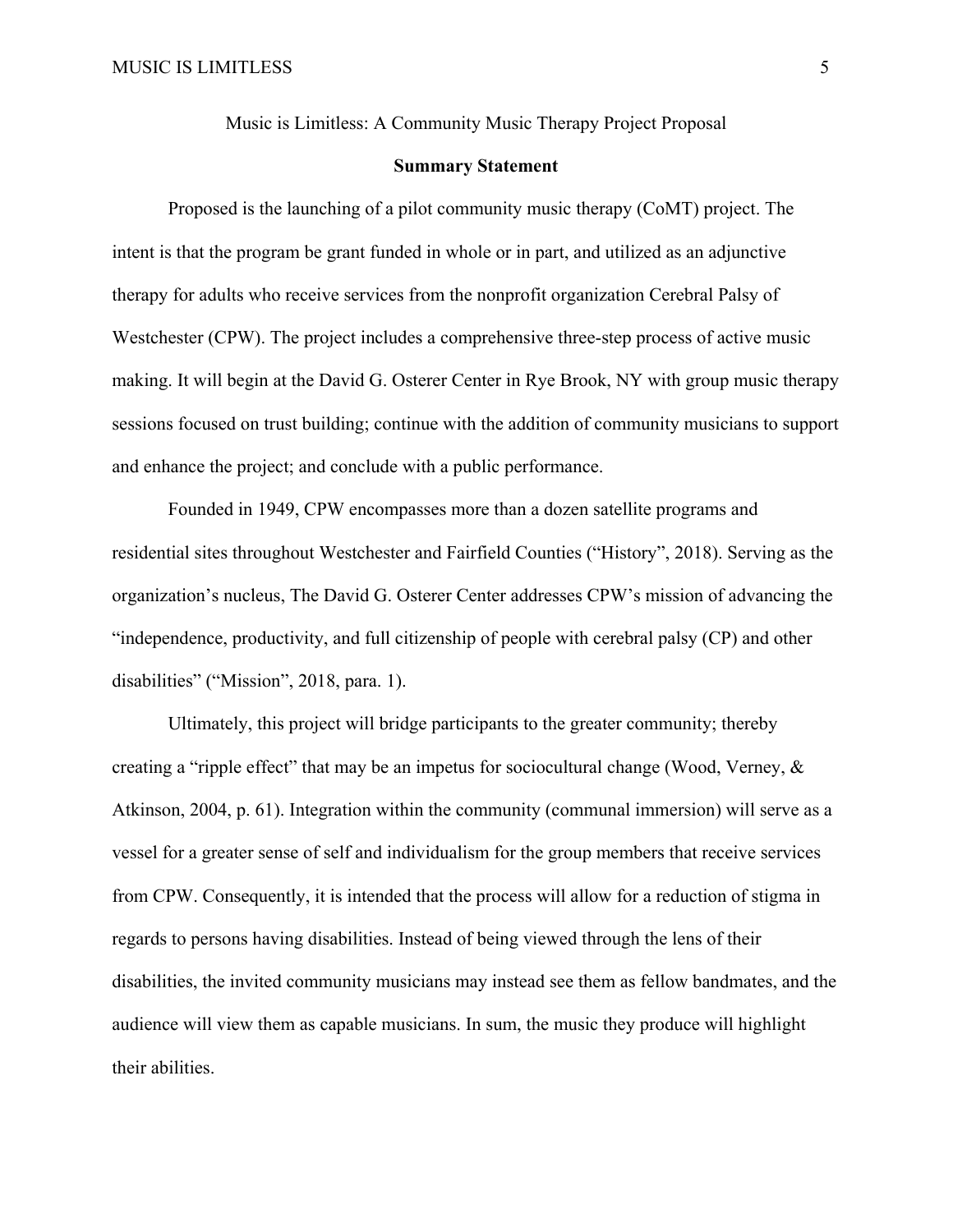Music is Limitless: A Community Music Therapy Project Proposal

## Summary Statement

Proposed is the launching of a pilot community music therapy (CoMT) project. The intent is that the program be grant funded in whole or in part, and utilized as an adjunctive therapy for adults who receive services from the nonprofit organization Cerebral Palsy of Westchester (CPW). The project includes a comprehensive three-step process of active music making. It will begin at the David G. Osterer Center in Rye Brook, NY with group music therapy sessions focused on trust building; continue with the addition of community musicians to support and enhance the project; and conclude with a public performance.

Founded in 1949, CPW encompasses more than a dozen satellite programs and residential sites throughout Westchester and Fairfield Counties ("History", 2018). Serving as the organization's nucleus, The David G. Osterer Center addresses CPW's mission of advancing the "independence, productivity, and full citizenship of people with cerebral palsy (CP) and other disabilities" ("Mission", 2018, para. 1).

Ultimately, this project will bridge participants to the greater community; thereby creating a "ripple effect" that may be an impetus for sociocultural change (Wood, Verney, & Atkinson, 2004, p. 61). Integration within the community (communal immersion) will serve as a vessel for a greater sense of self and individualism for the group members that receive services from CPW. Consequently, it is intended that the process will allow for a reduction of stigma in regards to persons having disabilities. Instead of being viewed through the lens of their disabilities, the invited community musicians may instead see them as fellow bandmates, and the audience will view them as capable musicians. In sum, the music they produce will highlight their abilities.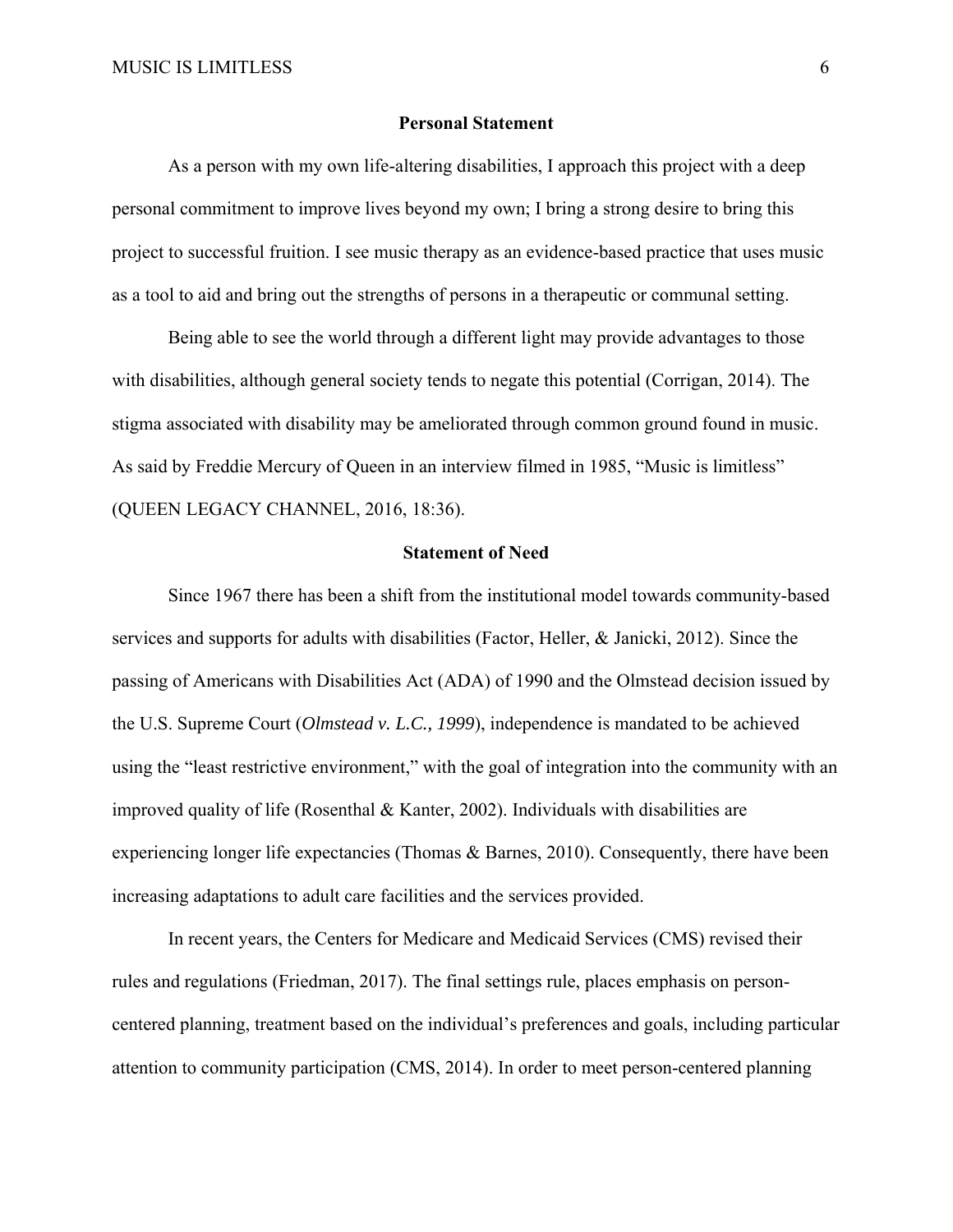## Personal Statement

As a person with my own life-altering disabilities, I approach this project with a deep personal commitment to improve lives beyond my own; I bring a strong desire to bring this project to successful fruition. I see music therapy as an evidence-based practice that uses music as a tool to aid and bring out the strengths of persons in a therapeutic or communal setting.

Being able to see the world through a different light may provide advantages to those with disabilities, although general society tends to negate this potential (Corrigan, 2014). The stigma associated with disability may be ameliorated through common ground found in music. As said by Freddie Mercury of Queen in an interview filmed in 1985, "Music is limitless" (QUEEN LEGACY CHANNEL, 2016, 18:36).

## Statement of Need

Since 1967 there has been a shift from the institutional model towards community-based services and supports for adults with disabilities (Factor, Heller, & Janicki, 2012). Since the passing of Americans with Disabilities Act (ADA) of 1990 and the Olmstead decision issued by the U.S. Supreme Court (*Olmstead v. L.C., 1999*), independence is mandated to be achieved using the "least restrictive environment," with the goal of integration into the community with an improved quality of life (Rosenthal & Kanter, 2002). Individuals with disabilities are experiencing longer life expectancies (Thomas & Barnes, 2010). Consequently, there have been increasing adaptations to adult care facilities and the services provided.

In recent years, the Centers for Medicare and Medicaid Services (CMS) revised their rules and regulations (Friedman, 2017). The final settings rule, places emphasis on person-centered planning, treatment based on the individual's preferences and goals, including particular attention to community participation (CMS, 2014). In order to meet person-centered planning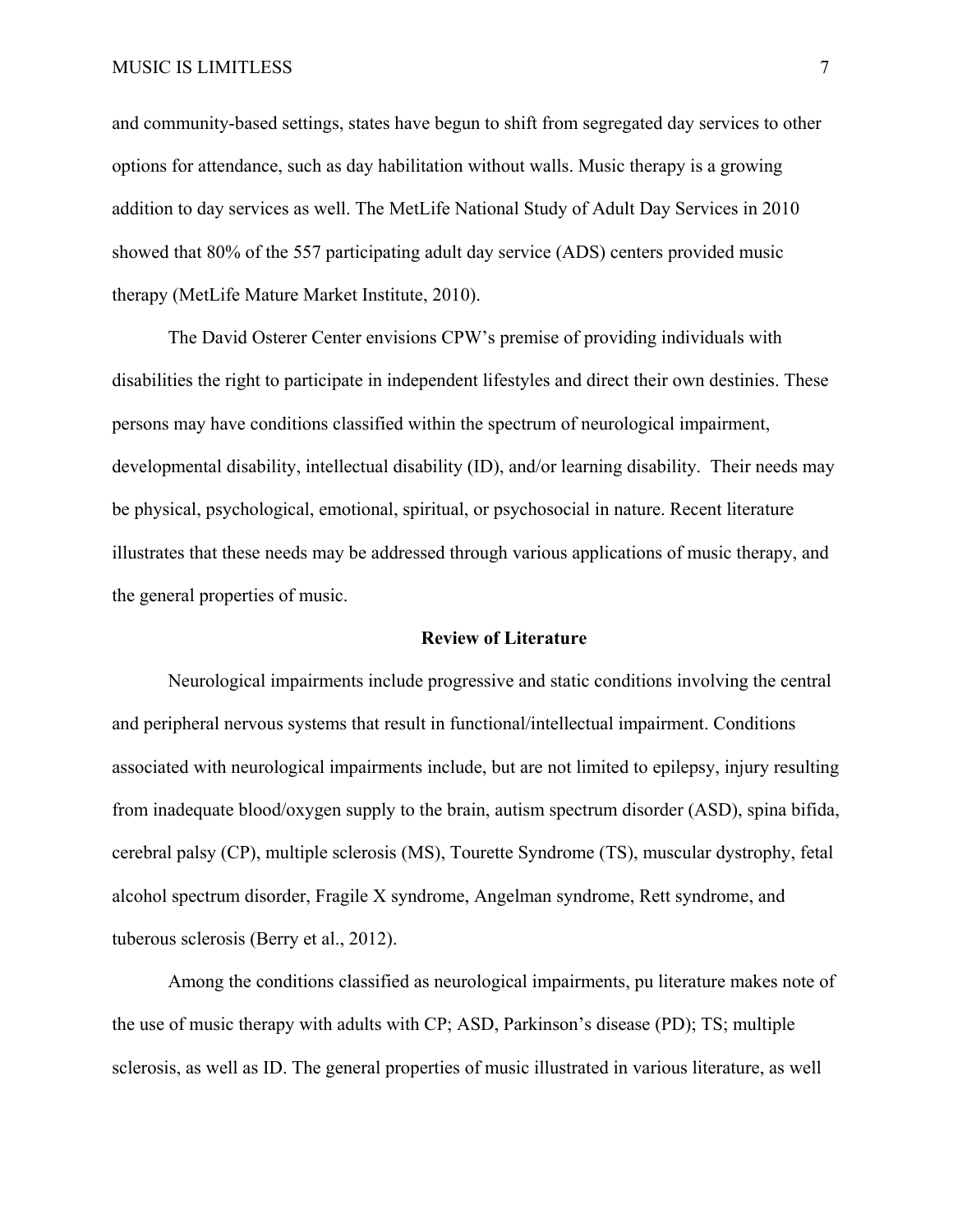and community-based settings, states have begun to shift from segregated day services to other options for attendance, such as day habilitation without walls. Music therapy is a growing addition to day services as well. The MetLife National Study of Adult Day Services in 2010 showed that 80% of the 557 participating adult day service (ADS) centers provided music therapy (MetLife Mature Market Institute, 2010).

The David Osterer Center envisions CPW's premise of providing individuals with disabilities the right to participate in independent lifestyles and direct their own destinies. These persons may have conditions classified within the spectrum of neurological impairment, developmental disability, intellectual disability (ID), and/or learning disability. Their needs may be physical, psychological, emotional, spiritual, or psychosocial in nature. Recent literature illustrates that these needs may be addressed through various applications of music therapy, and the general properties of music.

## Review of Literature

Neurological impairments include progressive and static conditions involving the central and peripheral nervous systems that result in functional/intellectual impairment. Conditions associated with neurological impairments include, but are not limited to epilepsy, injury resulting from inadequate blood/oxygen supply to the brain, autism spectrum disorder (ASD), spina bifida, cerebral palsy (CP), multiple sclerosis (MS), Tourette Syndrome (TS), muscular dystrophy, fetal alcohol spectrum disorder, Fragile X syndrome, Angelman syndrome, Rett syndrome, and tuberous sclerosis (Berry et al., 2012).

Among the conditions classified as neurological impairments, pu literature makes note of the use of music therapy with adults with CP; ASD, Parkinson's disease (PD); TS; multiple sclerosis, as well as ID. The general properties of music illustrated in various literature, as well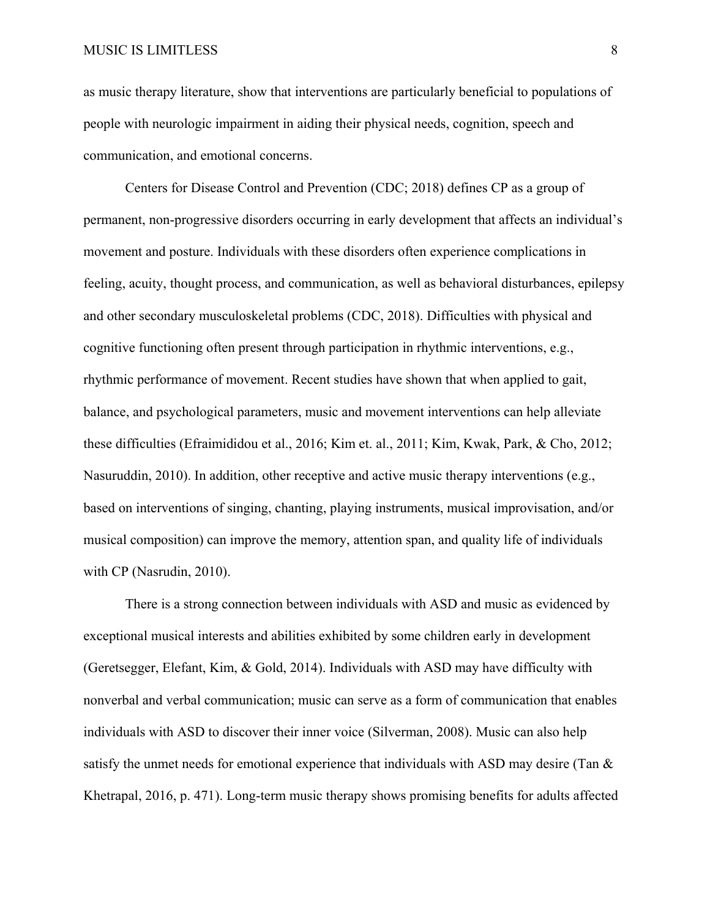as music therapy literature, show that interventions are particularly beneficial to populations of people with neurologic impairment in aiding their physical needs, cognition, speech and communication, and emotional concerns.

Centers for Disease Control and Prevention (CDC; 2018) defines CP as a group of permanent, non-progressive disorders occurring in early development that affects an individual's movement and posture. Individuals with these disorders often experience complications in feeling, acuity, thought process, and communication, as well as behavioral disturbances, epilepsy and other secondary musculoskeletal problems (CDC, 2018). Difficulties with physical and cognitive functioning often present through participation in rhythmic interventions, e.g., rhythmic performance of movement. Recent studies have shown that when applied to gait, balance, and psychological parameters, music and movement interventions can help alleviate these difficulties (Efraimididou et al., 2016; Kim et. al., 2011; Kim, Kwak, Park, & Cho, 2012; Nasuruddin, 2010). In addition, other receptive and active music therapy interventions (e.g., based on interventions of singing, chanting, playing instruments, musical improvisation, and/or musical composition) can improve the memory, attention span, and quality life of individuals with CP (Nasrudin, 2010).

There is a strong connection between individuals with ASD and music as evidenced by exceptional musical interests and abilities exhibited by some children early in development (Geretsegger, Elefant, Kim, & Gold, 2014). Individuals with ASD may have difficulty with nonverbal and verbal communication; music can serve as a form of communication that enables individuals with ASD to discover their inner voice (Silverman, 2008). Music can also help satisfy the unmet needs for emotional experience that individuals with ASD may desire (Tan & Khetrapal, 2016, p. 471). Long-term music therapy shows promising benefits for adults affected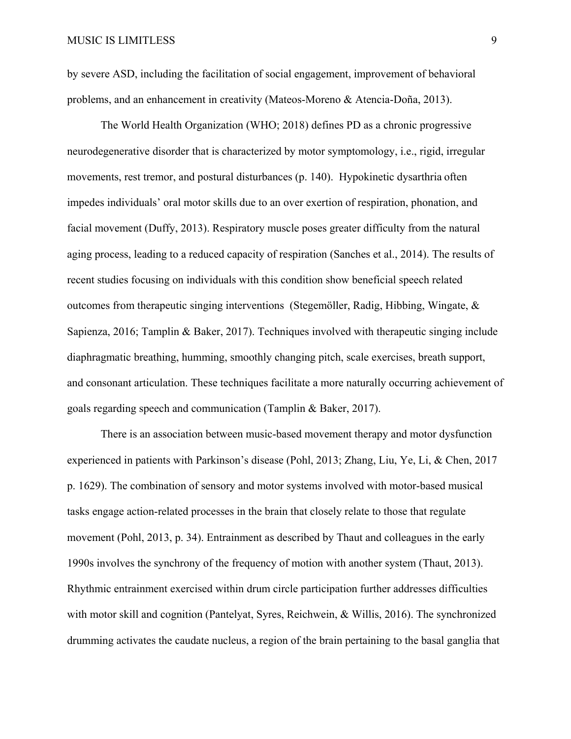by severe ASD, including the facilitation of social engagement, improvement of behavioral problems, and an enhancement in creativity (Mateos-Moreno & Atencia-Doña, 2013).

The World Health Organization (WHO; 2018) defines PD as a chronic progressive neurodegenerative disorder that is characterized by motor symptomology, i.e., rigid, irregular movements, rest tremor, and postural disturbances (p. 140). Hypokinetic dysarthria often impedes individuals' oral motor skills due to an over exertion of respiration, phonation, and facial movement (Duffy, 2013). Respiratory muscle poses greater difficulty from the natural aging process, leading to a reduced capacity of respiration (Sanches et al., 2014). The results of recent studies focusing on individuals with this condition show beneficial speech related outcomes from therapeutic singing interventions (Stegemöller, Radig, Hibbing, Wingate, & Sapienza, 2016; Tamplin & Baker, 2017). Techniques involved with therapeutic singing include diaphragmatic breathing, humming, smoothly changing pitch, scale exercises, breath support, and consonant articulation. These techniques facilitate a more naturally occurring achievement of goals regarding speech and communication (Tamplin & Baker, 2017).

There is an association between music-based movement therapy and motor dysfunction experienced in patients with Parkinson's disease (Pohl, 2013; Zhang, Liu, Ye, Li, & Chen, 2017 p. 1629). The combination of sensory and motor systems involved with motor-based musical tasks engage action-related processes in the brain that closely relate to those that regulate movement (Pohl, 2013, p. 34). Entrainment as described by Thaut and colleagues in the early 1990s involves the synchrony of the frequency of motion with another system (Thaut, 2013). Rhythmic entrainment exercised within drum circle participation further addresses difficulties with motor skill and cognition (Pantelyat, Syres, Reichwein, & Willis, 2016). The synchronized drumming activates the caudate nucleus, a region of the brain pertaining to the basal ganglia that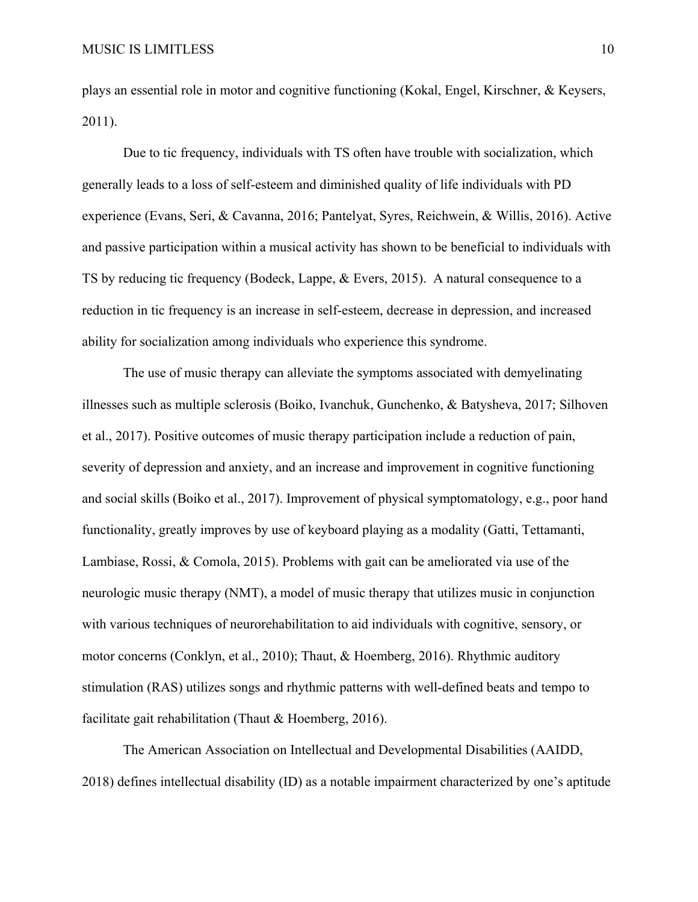plays an essential role in motor and cognitive functioning (Kokal, Engel, Kirschner, & Keysers, 2011).

Due to tic frequency, individuals with TS often have trouble with socialization, which generally leads to a loss of self-esteem and diminished quality of life individuals with PD experience (Evans, Seri, & Cavanna, 2016; Pantelyat, Syres, Reichwein, & Willis, 2016). Active and passive participation within a musical activity has shown to be beneficial to individuals with TS by reducing tic frequency (Bodeck, Lappe, & Evers, 2015). A natural consequence to a reduction in tic frequency is an increase in self-esteem, decrease in depression, and increased ability for socialization among individuals who experience this syndrome.

The use of music therapy can alleviate the symptoms associated with demyelinating illnesses such as multiple sclerosis (Boiko, Ivanchuk, Gunchenko, & Batysheva, 2017; Silhoven et al., 2017). Positive outcomes of music therapy participation include a reduction of pain, severity of depression and anxiety, and an increase and improvement in cognitive functioning and social skills (Boiko et al., 2017). Improvement of physical symptomatology, e.g., poor hand functionality, greatly improves by use of keyboard playing as a modality (Gatti, Tettamanti, Lambiase, Rossi, & Comola, 2015). Problems with gait can be ameliorated via use of the neurologic music therapy (NMT), a model of music therapy that utilizes music in conjunction with various techniques of neurorehabilitation to aid individuals with cognitive, sensory, or motor concerns (Conklyn, et al., 2010); Thaut, & Hoemberg, 2016). Rhythmic auditory stimulation (RAS) utilizes songs and rhythmic patterns with well-defined beats and tempo to facilitate gait rehabilitation (Thaut & Hoemberg, 2016).

The American Association on Intellectual and Developmental Disabilities (AAIDD, 2018) defines intellectual disability (ID) as a notable impairment characterized by one's aptitude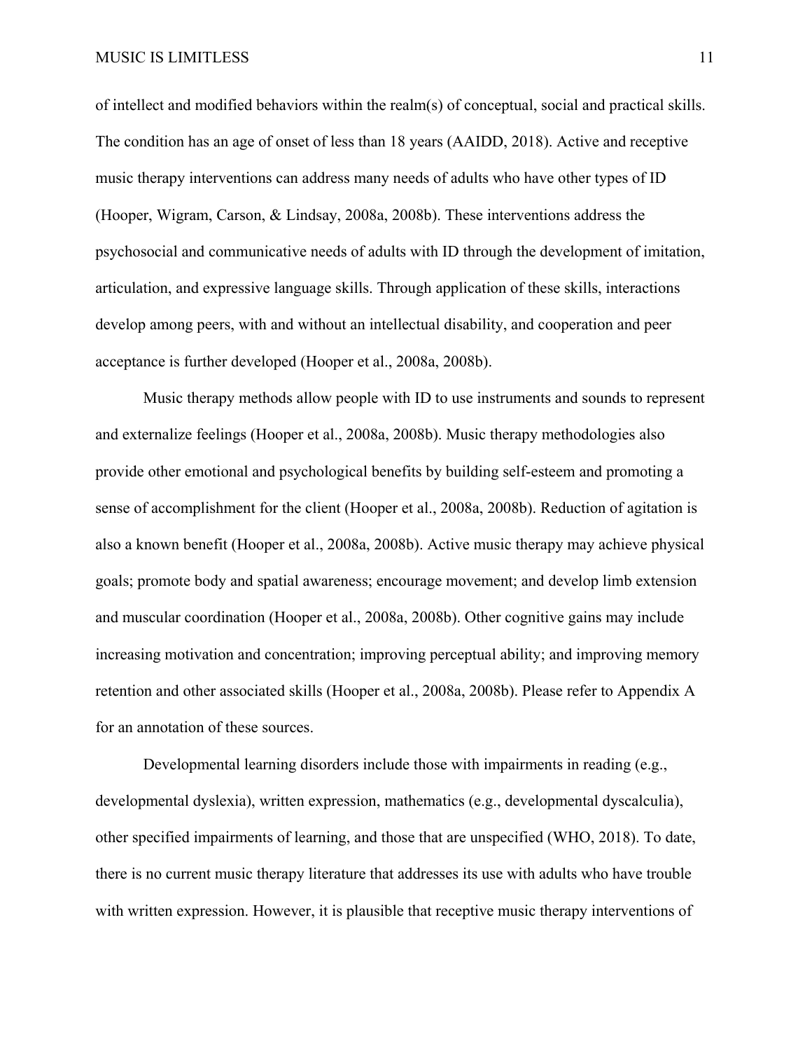of intellect and modified behaviors within the realm(s) of conceptual, social and practical skills. The condition has an age of onset of less than 18 years (AAIDD, 2018). Active and receptive music therapy interventions can address many needs of adults who have other types of ID (Hooper, Wigram, Carson, & Lindsay, 2008a, 2008b). These interventions address the psychosocial and communicative needs of adults with ID through the development of imitation, articulation, and expressive language skills. Through application of these skills, interactions develop among peers, with and without an intellectual disability, and cooperation and peer acceptance is further developed (Hooper et al., 2008a, 2008b).

Music therapy methods allow people with ID to use instruments and sounds to represent and externalize feelings (Hooper et al., 2008a, 2008b). Music therapy methodologies also provide other emotional and psychological benefits by building self-esteem and promoting a sense of accomplishment for the client (Hooper et al., 2008a, 2008b). Reduction of agitation is also a known benefit (Hooper et al., 2008a, 2008b). Active music therapy may achieve physical goals; promote body and spatial awareness; encourage movement; and develop limb extension and muscular coordination (Hooper et al., 2008a, 2008b). Other cognitive gains may include increasing motivation and concentration; improving perceptual ability; and improving memory retention and other associated skills (Hooper et al., 2008a, 2008b). Please refer to Appendix A for an annotation of these sources.

Developmental learning disorders include those with impairments in reading (e.g., developmental dyslexia), written expression, mathematics (e.g., developmental dyscalculia), other specified impairments of learning, and those that are unspecified (WHO, 2018). To date, there is no current music therapy literature that addresses its use with adults who have trouble with written expression. However, it is plausible that receptive music therapy interventions of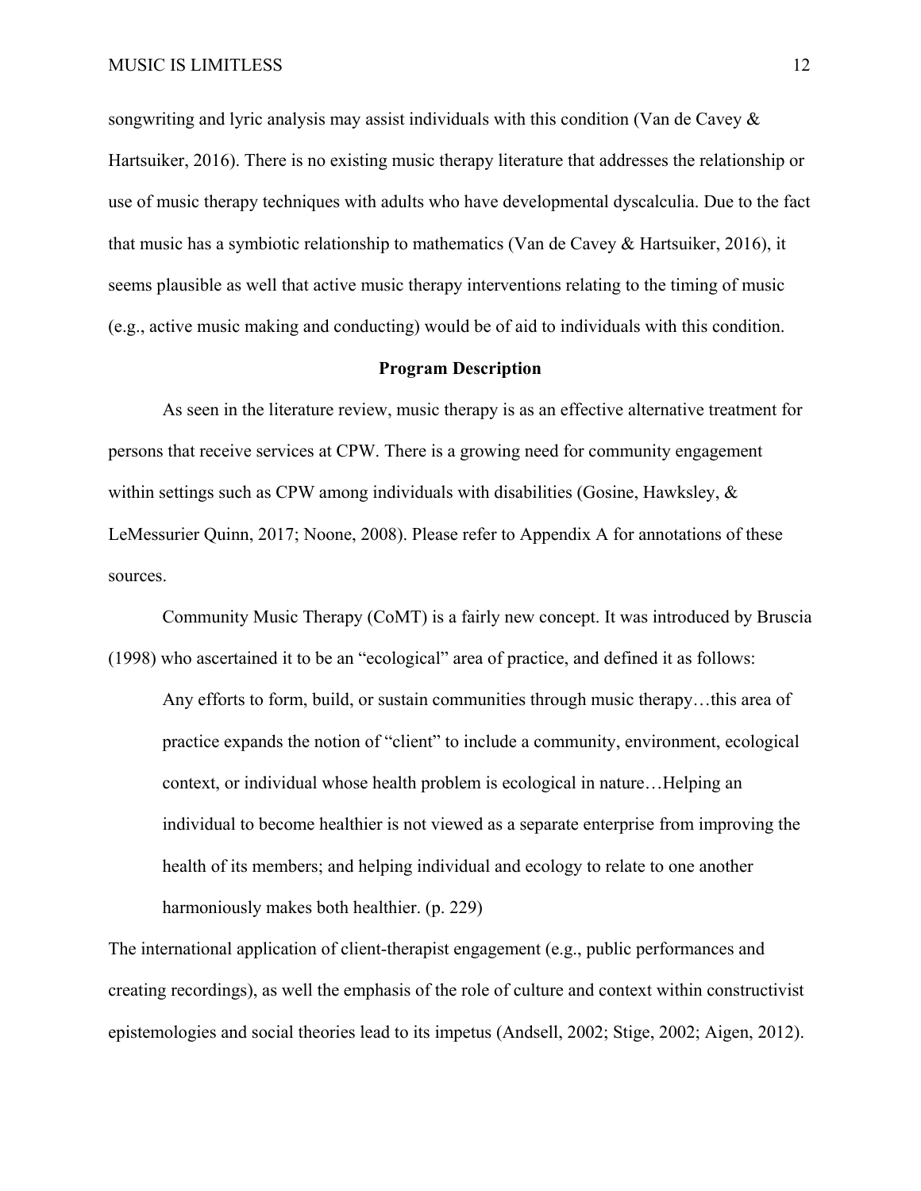songwriting and lyric analysis may assist individuals with this condition (Van de Cavey & Hartsuiker, 2016). There is no existing music therapy literature that addresses the relationship or use of music therapy techniques with adults who have developmental dyscalculia. Due to the fact that music has a symbiotic relationship to mathematics (Van de Cavey & Hartsuiker, 2016), it seems plausible as well that active music therapy interventions relating to the timing of music (e.g., active music making and conducting) would be of aid to individuals with this condition.

## Program Description

As seen in the literature review, music therapy is as an effective alternative treatment for persons that receive services at CPW. There is a growing need for community engagement within settings such as CPW among individuals with disabilities (Gosine, Hawksley, & LeMessurier Quinn, 2017; Noone, 2008). Please refer to Appendix A for annotations of these sources.

Community Music Therapy (CoMT) is a fairly new concept. It was introduced by Bruscia (1998) who ascertained it to be an "ecological" area of practice, and defined it as follows:

> Any efforts to form, build, or sustain communities through music therapy…this area of practice expands the notion of "client" to include a community, environment, ecological context, or individual whose health problem is ecological in nature…Helping an individual to become healthier is not viewed as a separate enterprise from improving the health of its members; and helping individual and ecology to relate to one another harmoniously makes both healthier. (p. 229)

The international application of client-therapist engagement (e.g., public performances and creating recordings), as well the emphasis of the role of culture and context within constructivist epistemologies and social theories lead to its impetus (Andsell, 2002; Stige, 2002; Aigen, 2012).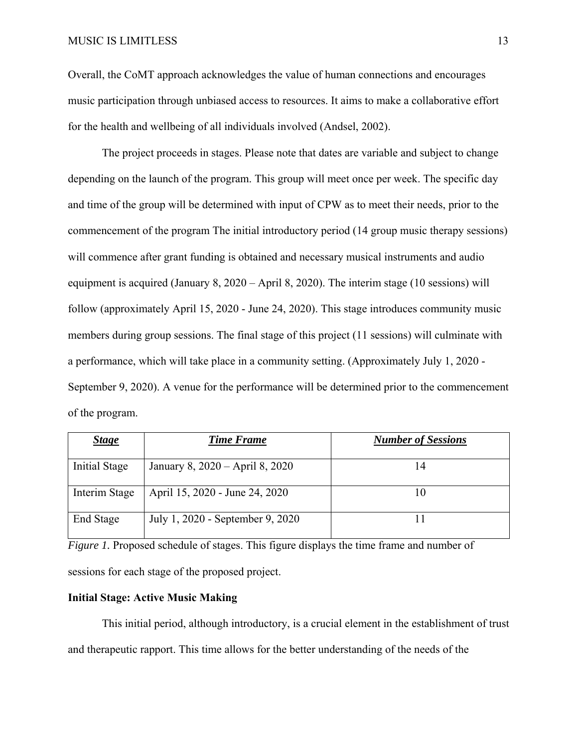Overall, the CoMT approach acknowledges the value of human connections and encourages music participation through unbiased access to resources. It aims to make a collaborative effort for the health and wellbeing of all individuals involved (Andsel, 2002).

The project proceeds in stages. Please note that dates are variable and subject to change depending on the launch of the program. This group will meet once per week. The specific day and time of the group will be determined with input of CPW as to meet their needs, prior to the commencement of the program The initial introductory period (14 group music therapy sessions) will commence after grant funding is obtained and necessary musical instruments and audio equipment is acquired (January 8, 2020 – April 8, 2020). The interim stage (10 sessions) will follow (approximately April 15, 2020 - June 24, 2020). This stage introduces community music members during group sessions. The final stage of this project (11 sessions) will culminate with a performance, which will take place in a community setting. (Approximately July 1, 2020 - September 9, 2020). A venue for the performance will be determined prior to the commencement of the program.

| ***Stage*** | ***Time Frame*** | ***Number of Sessions*** |
| --- | --- | --- |
| Initial Stage | January 8, 2020 – April 8, 2020 | 14 |
| Interim Stage | April 15, 2020 - June 24, 2020 | 10 |
| End Stage | July 1, 2020 - September 9, 2020 | 11 |

*Figure 1.* Proposed schedule of stages. This figure displays the time frame and number of sessions for each stage of the proposed project.

**Initial Stage: Active Music Making**

This initial period, although introductory, is a crucial element in the establishment of trust and therapeutic rapport. This time allows for the better understanding of the needs of the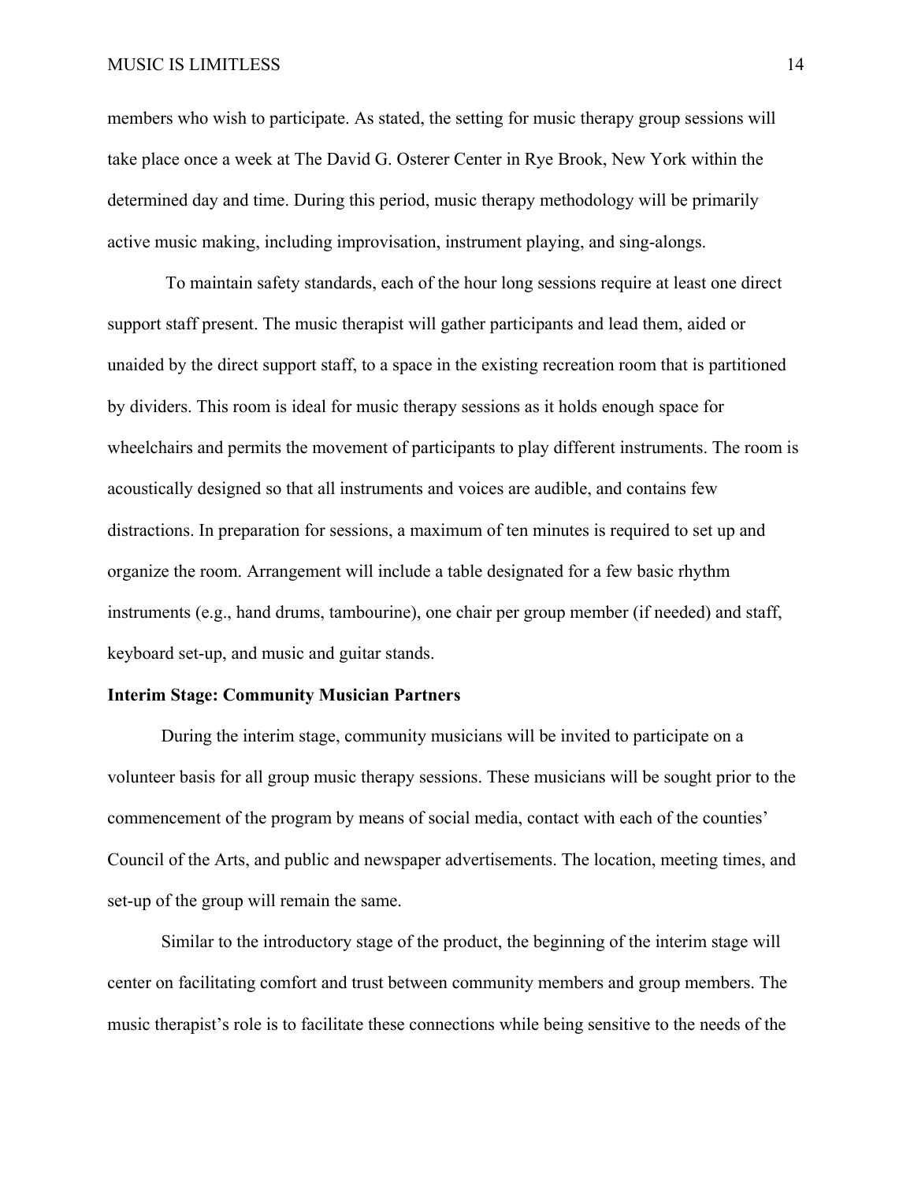members who wish to participate. As stated, the setting for music therapy group sessions will take place once a week at The David G. Osterer Center in Rye Brook, New York within the determined day and time. During this period, music therapy methodology will be primarily active music making, including improvisation, instrument playing, and sing-alongs.

To maintain safety standards, each of the hour long sessions require at least one direct support staff present. The music therapist will gather participants and lead them, aided or unaided by the direct support staff, to a space in the existing recreation room that is partitioned by dividers. This room is ideal for music therapy sessions as it holds enough space for wheelchairs and permits the movement of participants to play different instruments. The room is acoustically designed so that all instruments and voices are audible, and contains few distractions. In preparation for sessions, a maximum of ten minutes is required to set up and organize the room. Arrangement will include a table designated for a few basic rhythm instruments (e.g., hand drums, tambourine), one chair per group member (if needed) and staff, keyboard set-up, and music and guitar stands.

**Interim Stage: Community Musician Partners**

During the interim stage, community musicians will be invited to participate on a volunteer basis for all group music therapy sessions. These musicians will be sought prior to the commencement of the program by means of social media, contact with each of the counties' Council of the Arts, and public and newspaper advertisements. The location, meeting times, and set-up of the group will remain the same.

Similar to the introductory stage of the product, the beginning of the interim stage will center on facilitating comfort and trust between community members and group members. The music therapist's role is to facilitate these connections while being sensitive to the needs of the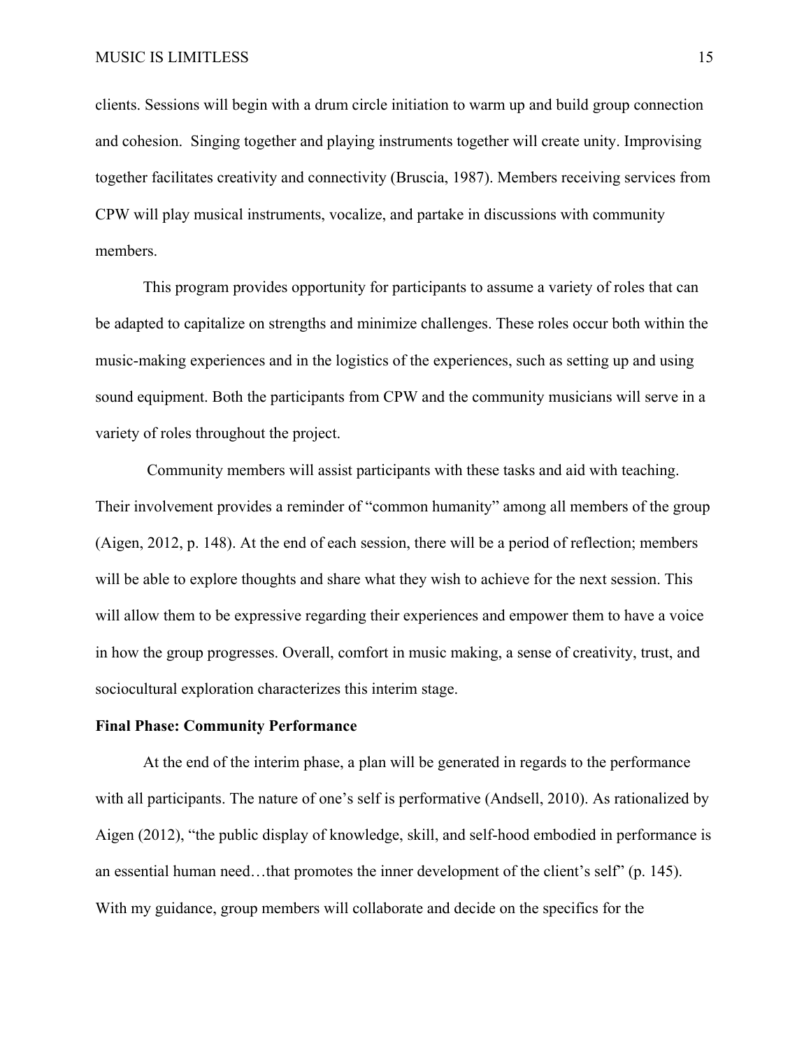clients. Sessions will begin with a drum circle initiation to warm up and build group connection and cohesion. Singing together and playing instruments together will create unity. Improvising together facilitates creativity and connectivity (Bruscia, 1987). Members receiving services from CPW will play musical instruments, vocalize, and partake in discussions with community members.

This program provides opportunity for participants to assume a variety of roles that can be adapted to capitalize on strengths and minimize challenges. These roles occur both within the music-making experiences and in the logistics of the experiences, such as setting up and using sound equipment. Both the participants from CPW and the community musicians will serve in a variety of roles throughout the project.

Community members will assist participants with these tasks and aid with teaching. Their involvement provides a reminder of "common humanity" among all members of the group (Aigen, 2012, p. 148). At the end of each session, there will be a period of reflection; members will be able to explore thoughts and share what they wish to achieve for the next session. This will allow them to be expressive regarding their experiences and empower them to have a voice in how the group progresses. Overall, comfort in music making, a sense of creativity, trust, and sociocultural exploration characterizes this interim stage.

**Final Phase: Community Performance**

At the end of the interim phase, a plan will be generated in regards to the performance with all participants. The nature of one's self is performative (Andsell, 2010). As rationalized by Aigen (2012), "the public display of knowledge, skill, and self-hood embodied in performance is an essential human need…that promotes the inner development of the client's self" (p. 145). With my guidance, group members will collaborate and decide on the specifics for the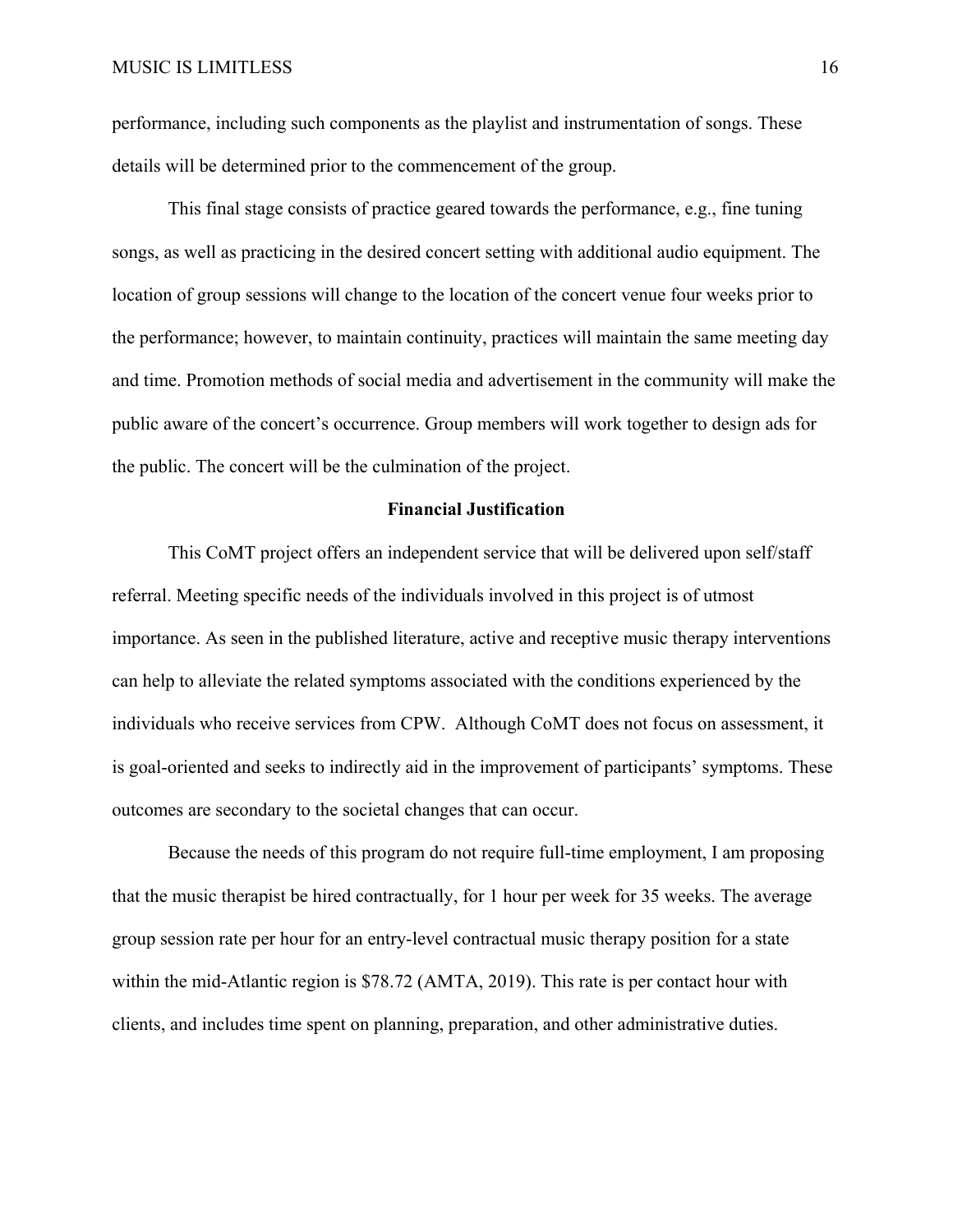performance, including such components as the playlist and instrumentation of songs. These details will be determined prior to the commencement of the group.

This final stage consists of practice geared towards the performance, e.g., fine tuning songs, as well as practicing in the desired concert setting with additional audio equipment. The location of group sessions will change to the location of the concert venue four weeks prior to the performance; however, to maintain continuity, practices will maintain the same meeting day and time. Promotion methods of social media and advertisement in the community will make the public aware of the concert's occurrence. Group members will work together to design ads for the public. The concert will be the culmination of the project.

## Financial Justification

This CoMT project offers an independent service that will be delivered upon self/staff referral. Meeting specific needs of the individuals involved in this project is of utmost importance. As seen in the published literature, active and receptive music therapy interventions can help to alleviate the related symptoms associated with the conditions experienced by the individuals who receive services from CPW. Although CoMT does not focus on assessment, it is goal-oriented and seeks to indirectly aid in the improvement of participants' symptoms. These outcomes are secondary to the societal changes that can occur.

Because the needs of this program do not require full-time employment, I am proposing that the music therapist be hired contractually, for 1 hour per week for 35 weeks. The average group session rate per hour for an entry-level contractual music therapy position for a state within the mid-Atlantic region is $78.72 (AMTA, 2019). This rate is per contact hour with clients, and includes time spent on planning, preparation, and other administrative duties.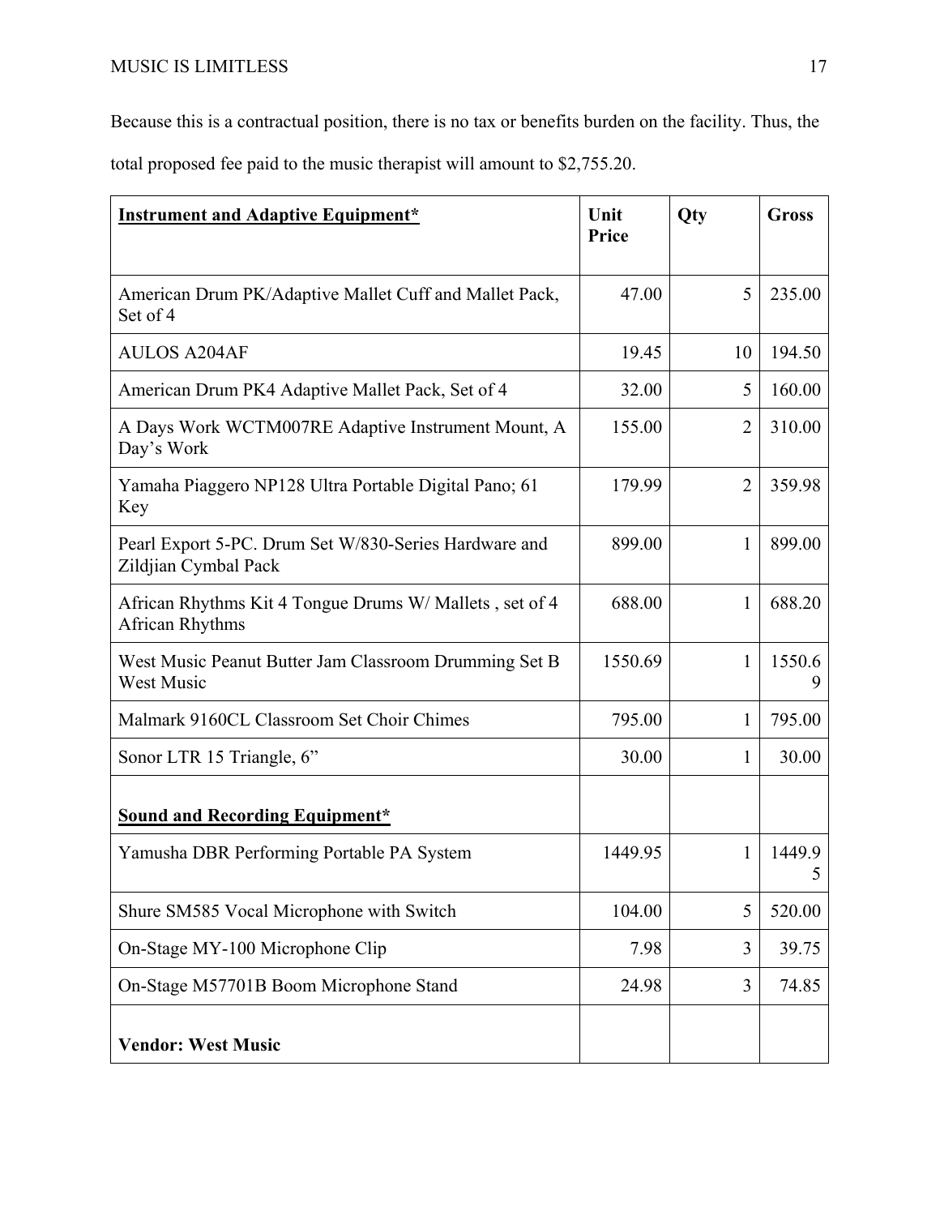Because this is a contractual position, there is no tax or benefits burden on the facility. Thus, the total proposed fee paid to the music therapist will amount to $2,755.20.

| **Instrument and Adaptive Equipment*** | **Unit Price** | **Qty** | **Gross** |
|---|---|---|---|
| American Drum PK/Adaptive Mallet Cuff and Mallet Pack, Set of 4 | 47.00 | 5 | 235.00 |
| AULOS A204AF | 19.45 | 10 | 194.50 |
| American Drum PK4 Adaptive Mallet Pack, Set of 4 | 32.00 | 5 | 160.00 |
| A Days Work WCTM007RE Adaptive Instrument Mount, A Day's Work | 155.00 | 2 | 310.00 |
| Yamaha Piaggero NP128 Ultra Portable Digital Pano; 61 Key | 179.99 | 2 | 359.98 |
| Pearl Export 5-PC. Drum Set W/830-Series Hardware and Zildjian Cymbal Pack | 899.00 | 1 | 899.00 |
| African Rhythms Kit 4 Tongue Drums W/ Mallets , set of 4 African Rhythms | 688.00 | 1 | 688.20 |
| West Music Peanut Butter Jam Classroom Drumming Set B West Music | 1550.69 | 1 | 1550.69 |
| Malmark 9160CL Classroom Set Choir Chimes | 795.00 | 1 | 795.00 |
| Sonor LTR 15 Triangle, 6" | 30.00 | 1 | 30.00 |
| **Sound and Recording Equipment*** | | | |
| Yamusha DBR Performing Portable PA System | 1449.95 | 1 | 1449.95 |
| Shure SM585 Vocal Microphone with Switch | 104.00 | 5 | 520.00 |
| On-Stage MY-100 Microphone Clip | 7.98 | 3 | 39.75 |
| On-Stage M57701B Boom Microphone Stand | 24.98 | 3 | 74.85 |
| **Vendor: West Music** | | | |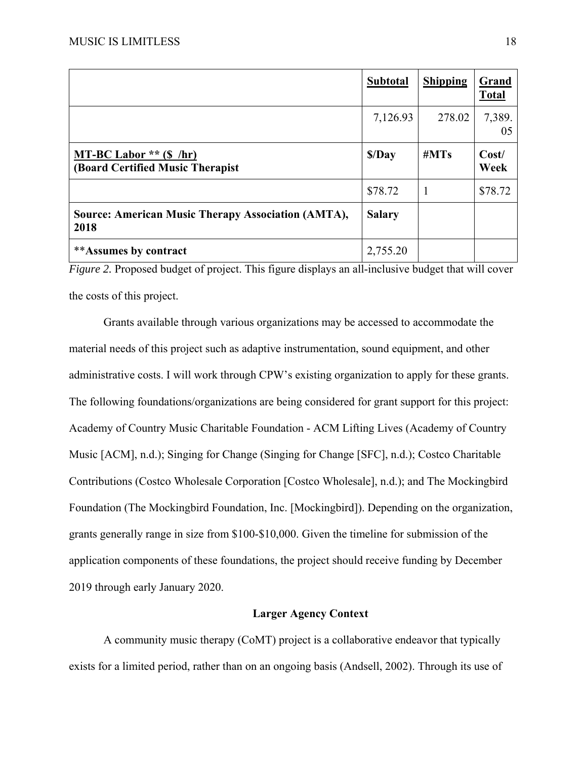| | **Subtotal** | **Shipping** | **Grand Total** |
|---|---|---|---|
| | 7,126.93 | 278.02 | 7,389.05 |
| **MT-BC Labor ** ($ /hr)** **(Board Certified Music Therapist** | **$/Day** | **#MTs** | **Cost/ Week** |
| | $78.72 | 1 | $78.72 |
| **Source: American Music Therapy Association (AMTA), 2018** | **Salary** | | |
| ****Assumes by contract** | 2,755.20 | | |

*Figure 2.* Proposed budget of project. This figure displays an all-inclusive budget that will cover the costs of this project.

Grants available through various organizations may be accessed to accommodate the material needs of this project such as adaptive instrumentation, sound equipment, and other administrative costs. I will work through CPW's existing organization to apply for these grants. The following foundations/organizations are being considered for grant support for this project: Academy of Country Music Charitable Foundation - ACM Lifting Lives (Academy of Country Music [ACM], n.d.); Singing for Change (Singing for Change [SFC], n.d.); Costco Charitable Contributions (Costco Wholesale Corporation [Costco Wholesale], n.d.); and The Mockingbird Foundation (The Mockingbird Foundation, Inc. [Mockingbird]). Depending on the organization, grants generally range in size from $100-$10,000. Given the timeline for submission of the application components of these foundations, the project should receive funding by December 2019 through early January 2020.

## Larger Agency Context

A community music therapy (CoMT) project is a collaborative endeavor that typically exists for a limited period, rather than on an ongoing basis (Andsell, 2002). Through its use of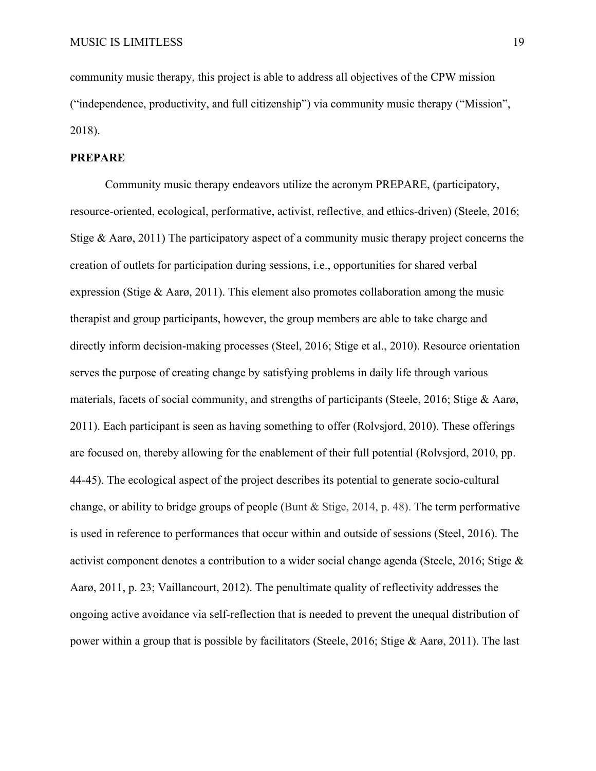community music therapy, this project is able to address all objectives of the CPW mission ("independence, productivity, and full citizenship") via community music therapy ("Mission", 2018).

**PREPARE**

Community music therapy endeavors utilize the acronym PREPARE, (participatory, resource-oriented, ecological, performative, activist, reflective, and ethics-driven) (Steele, 2016; Stige & Aarø, 2011) The participatory aspect of a community music therapy project concerns the creation of outlets for participation during sessions, i.e., opportunities for shared verbal expression (Stige & Aarø, 2011). This element also promotes collaboration among the music therapist and group participants, however, the group members are able to take charge and directly inform decision-making processes (Steel, 2016; Stige et al., 2010). Resource orientation serves the purpose of creating change by satisfying problems in daily life through various materials, facets of social community, and strengths of participants (Steele, 2016; Stige & Aarø, 2011). Each participant is seen as having something to offer (Rolvsjord, 2010). These offerings are focused on, thereby allowing for the enablement of their full potential (Rolvsjord, 2010, pp. 44-45). The ecological aspect of the project describes its potential to generate socio-cultural change, or ability to bridge groups of people (Bunt & Stige, 2014, p. 48). The term performative is used in reference to performances that occur within and outside of sessions (Steel, 2016). The activist component denotes a contribution to a wider social change agenda (Steele, 2016; Stige & Aarø, 2011, p. 23; Vaillancourt, 2012). The penultimate quality of reflectivity addresses the ongoing active avoidance via self-reflection that is needed to prevent the unequal distribution of power within a group that is possible by facilitators (Steele, 2016; Stige & Aarø, 2011). The last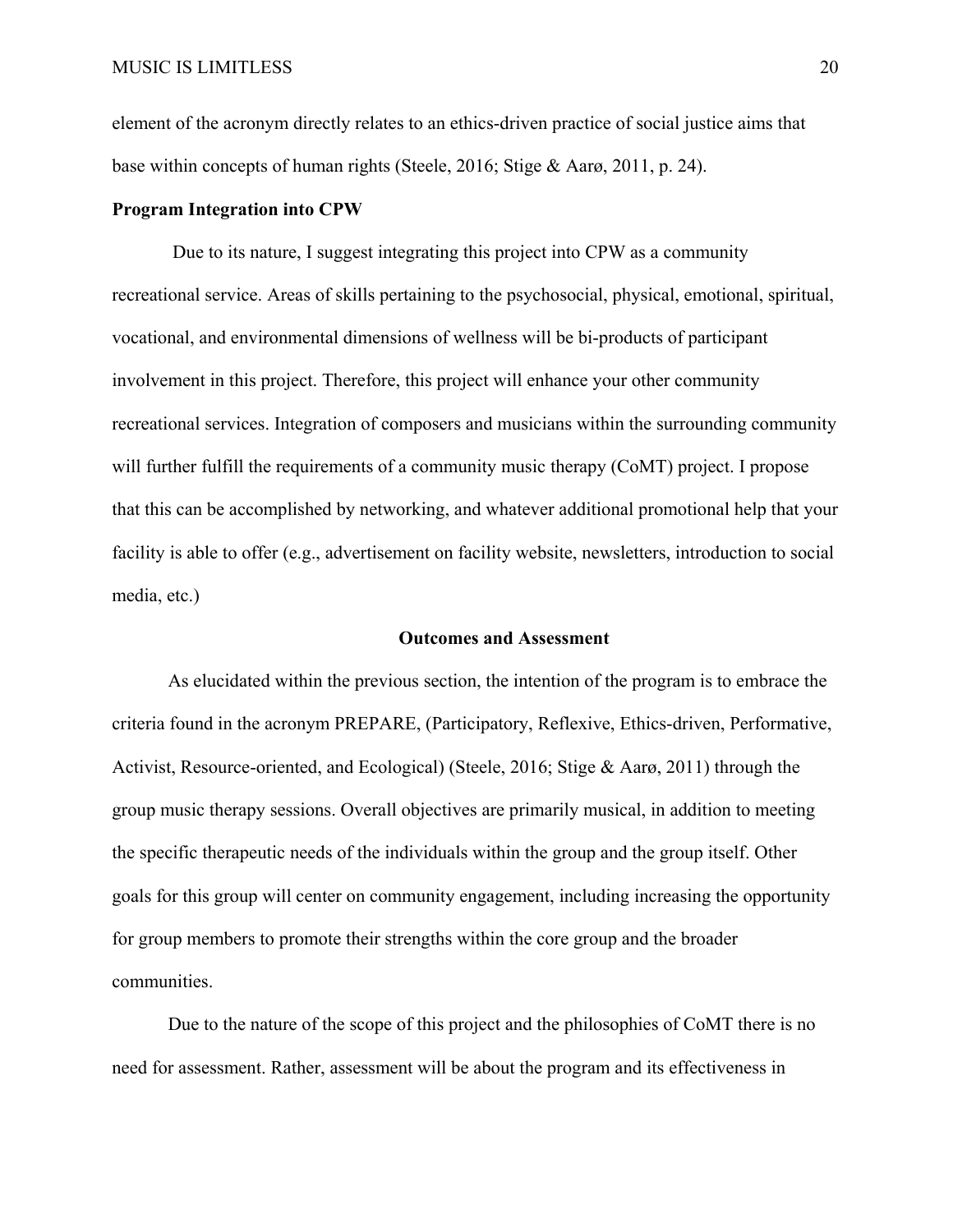element of the acronym directly relates to an ethics-driven practice of social justice aims that base within concepts of human rights (Steele, 2016; Stige & Aarø, 2011, p. 24).

### Program Integration into CPW

Due to its nature, I suggest integrating this project into CPW as a community recreational service. Areas of skills pertaining to the psychosocial, physical, emotional, spiritual, vocational, and environmental dimensions of wellness will be bi-products of participant involvement in this project. Therefore, this project will enhance your other community recreational services. Integration of composers and musicians within the surrounding community will further fulfill the requirements of a community music therapy (CoMT) project. I propose that this can be accomplished by networking, and whatever additional promotional help that your facility is able to offer (e.g., advertisement on facility website, newsletters, introduction to social media, etc.)

## Outcomes and Assessment

As elucidated within the previous section, the intention of the program is to embrace the criteria found in the acronym PREPARE, (Participatory, Reflexive, Ethics-driven, Performative, Activist, Resource-oriented, and Ecological) (Steele, 2016; Stige & Aarø, 2011) through the group music therapy sessions. Overall objectives are primarily musical, in addition to meeting the specific therapeutic needs of the individuals within the group and the group itself. Other goals for this group will center on community engagement, including increasing the opportunity for group members to promote their strengths within the core group and the broader communities.

Due to the nature of the scope of this project and the philosophies of CoMT there is no need for assessment. Rather, assessment will be about the program and its effectiveness in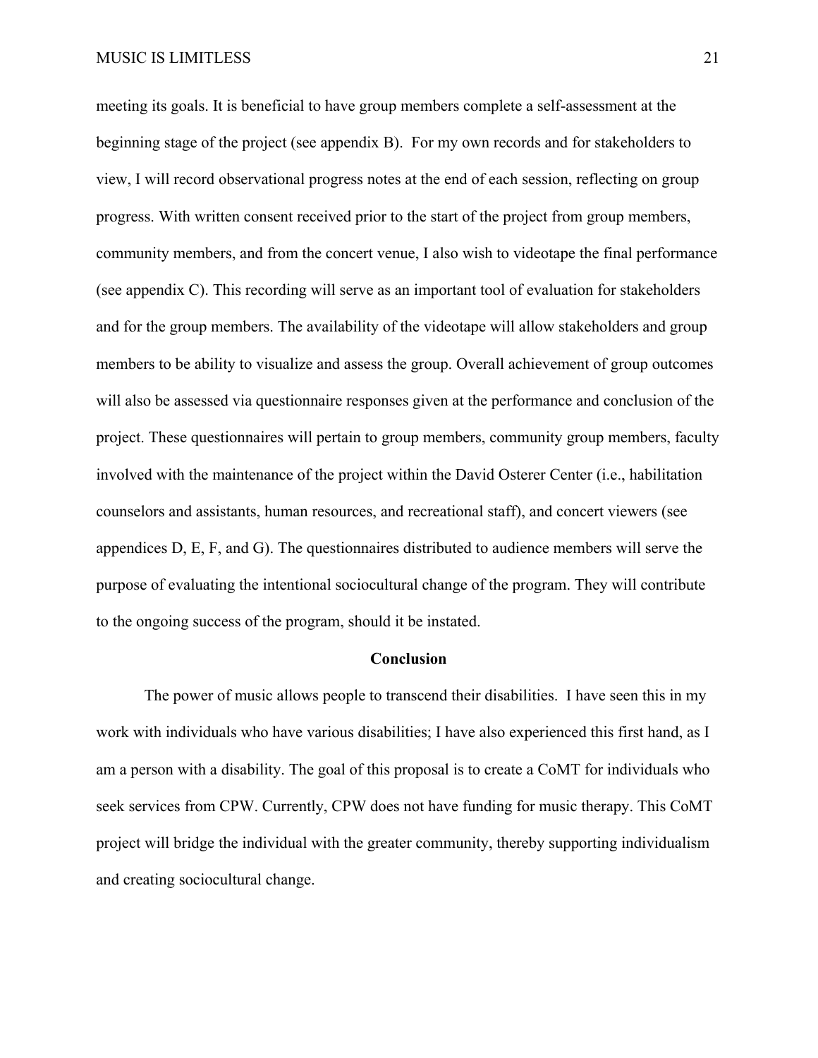meeting its goals. It is beneficial to have group members complete a self-assessment at the beginning stage of the project (see appendix B).  For my own records and for stakeholders to view, I will record observational progress notes at the end of each session, reflecting on group progress. With written consent received prior to the start of the project from group members, community members, and from the concert venue, I also wish to videotape the final performance (see appendix C). This recording will serve as an important tool of evaluation for stakeholders and for the group members. The availability of the videotape will allow stakeholders and group members to be ability to visualize and assess the group. Overall achievement of group outcomes will also be assessed via questionnaire responses given at the performance and conclusion of the project. These questionnaires will pertain to group members, community group members, faculty involved with the maintenance of the project within the David Osterer Center (i.e., habilitation counselors and assistants, human resources, and recreational staff), and concert viewers (see appendices D, E, F, and G). The questionnaires distributed to audience members will serve the purpose of evaluating the intentional sociocultural change of the program. They will contribute to the ongoing success of the program, should it be instated.

## Conclusion

The power of music allows people to transcend their disabilities.  I have seen this in my work with individuals who have various disabilities; I have also experienced this first hand, as I am a person with a disability. The goal of this proposal is to create a CoMT for individuals who seek services from CPW. Currently, CPW does not have funding for music therapy. This CoMT project will bridge the individual with the greater community, thereby supporting individualism and creating sociocultural change.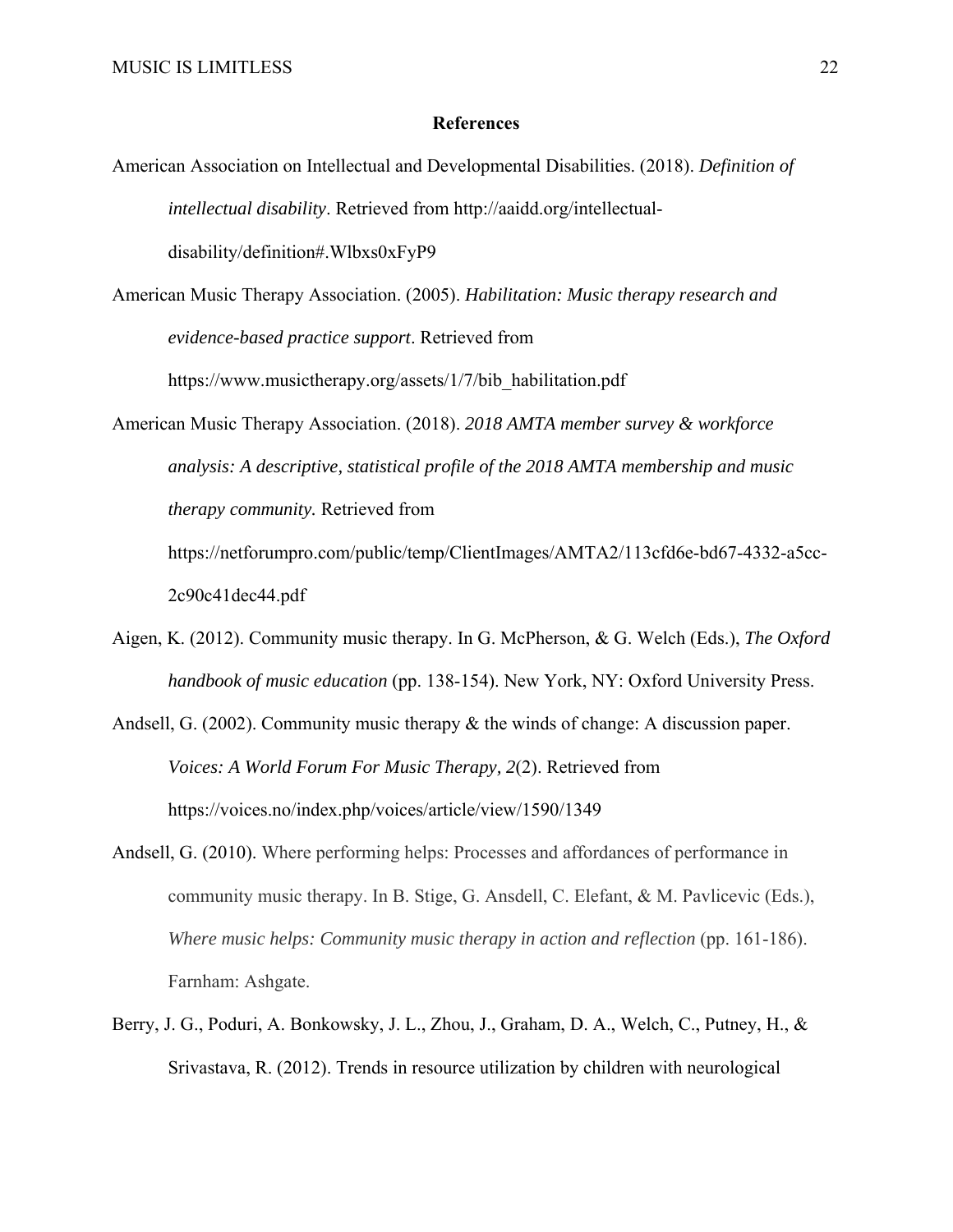## References

American Association on Intellectual and Developmental Disabilities. (2018). *Definition of intellectual disability*. Retrieved from http://aaidd.org/intellectual-disability/definition#.Wlbxs0xFyP9

American Music Therapy Association. (2005). *Habilitation: Music therapy research and evidence-based practice support*. Retrieved from https://www.musictherapy.org/assets/1/7/bib_habilitation.pdf

American Music Therapy Association. (2018). *2018 AMTA member survey & workforce analysis: A descriptive, statistical profile of the 2018 AMTA membership and music therapy community.* Retrieved from https://netforumpro.com/public/temp/ClientImages/AMTA2/113cfd6e-bd67-4332-a5cc-2c90c41dec44.pdf

Aigen, K. (2012). Community music therapy. In G. McPherson, & G. Welch (Eds.), *The Oxford handbook of music education* (pp. 138-154). New York, NY: Oxford University Press.

Andsell, G. (2002). Community music therapy & the winds of change: A discussion paper. *Voices: A World Forum For Music Therapy, 2*(2). Retrieved from https://voices.no/index.php/voices/article/view/1590/1349

Andsell, G. (2010). Where performing helps: Processes and affordances of performance in community music therapy. In B. Stige, G. Ansdell, C. Elefant, & M. Pavlicevic (Eds.), *Where music helps: Community music therapy in action and reflection* (pp. 161-186). Farnham: Ashgate.

Berry, J. G., Poduri, A. Bonkowsky, J. L., Zhou, J., Graham, D. A., Welch, C., Putney, H., & Srivastava, R. (2012). Trends in resource utilization by children with neurological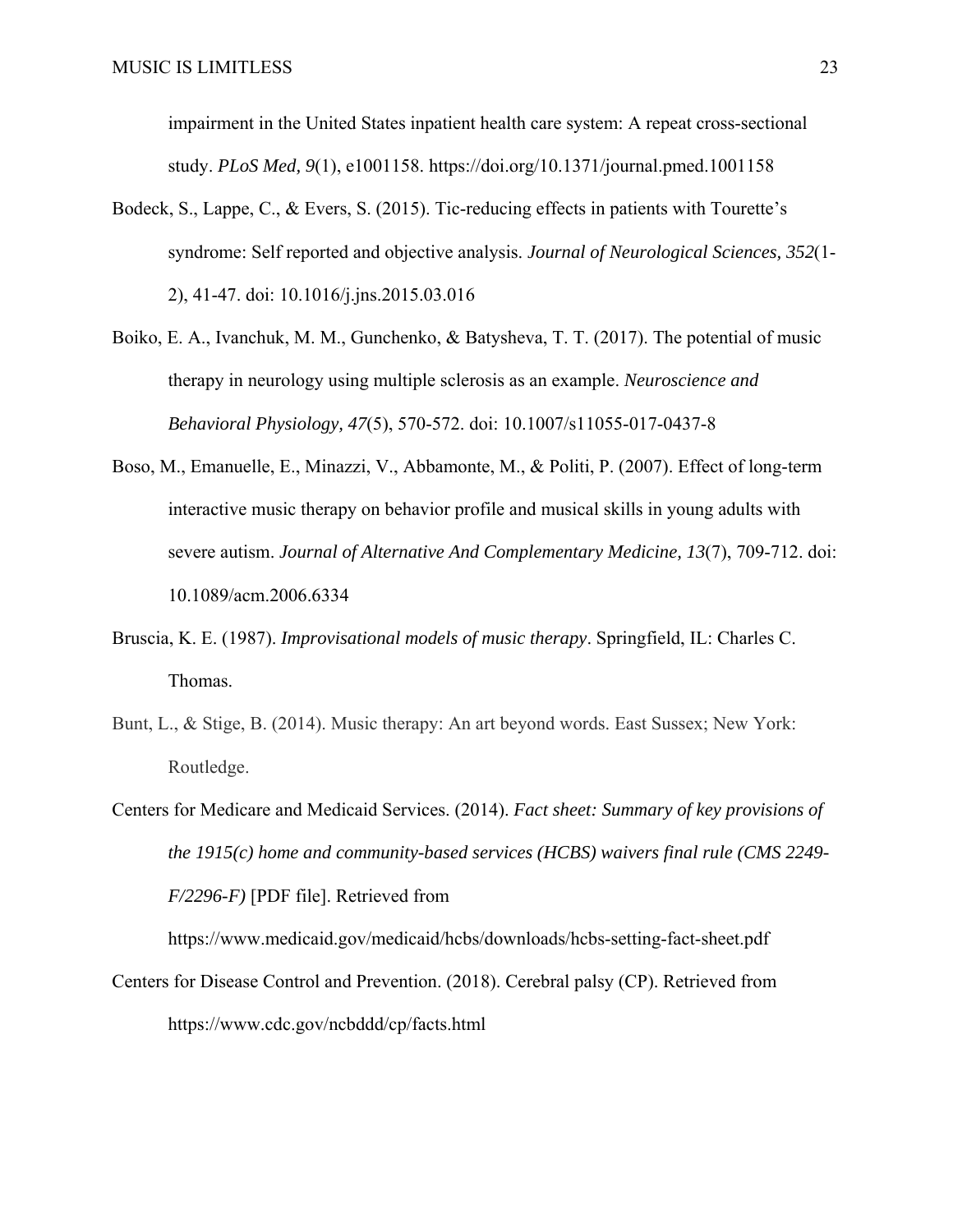impairment in the United States inpatient health care system: A repeat cross-sectional study. *PLoS Med, 9*(1), e1001158. https://doi.org/10.1371/journal.pmed.1001158

Bodeck, S., Lappe, C., & Evers, S. (2015). Tic-reducing effects in patients with Tourette's syndrome: Self reported and objective analysis. *Journal of Neurological Sciences, 352*(1-2), 41-47. doi: 10.1016/j.jns.2015.03.016

Boiko, E. A., Ivanchuk, M. M., Gunchenko, & Batysheva, T. T. (2017). The potential of music therapy in neurology using multiple sclerosis as an example. *Neuroscience and Behavioral Physiology, 47*(5), 570-572. doi: 10.1007/s11055-017-0437-8

Boso, M., Emanuelle, E., Minazzi, V., Abbamonte, M., & Politi, P. (2007). Effect of long-term interactive music therapy on behavior profile and musical skills in young adults with severe autism. *Journal of Alternative And Complementary Medicine, 13*(7), 709-712. doi: 10.1089/acm.2006.6334

Bruscia, K. E. (1987). *Improvisational models of music therapy*. Springfield, IL: Charles C. Thomas.

Bunt, L., & Stige, B. (2014). Music therapy: An art beyond words. East Sussex; New York: Routledge.

Centers for Medicare and Medicaid Services. (2014). *Fact sheet: Summary of key provisions of the 1915(c) home and community-based services (HCBS) waivers final rule (CMS 2249-F/2296-F)* [PDF file]. Retrieved from https://www.medicaid.gov/medicaid/hcbs/downloads/hcbs-setting-fact-sheet.pdf

Centers for Disease Control and Prevention. (2018). Cerebral palsy (CP). Retrieved from https://www.cdc.gov/ncbddd/cp/facts.html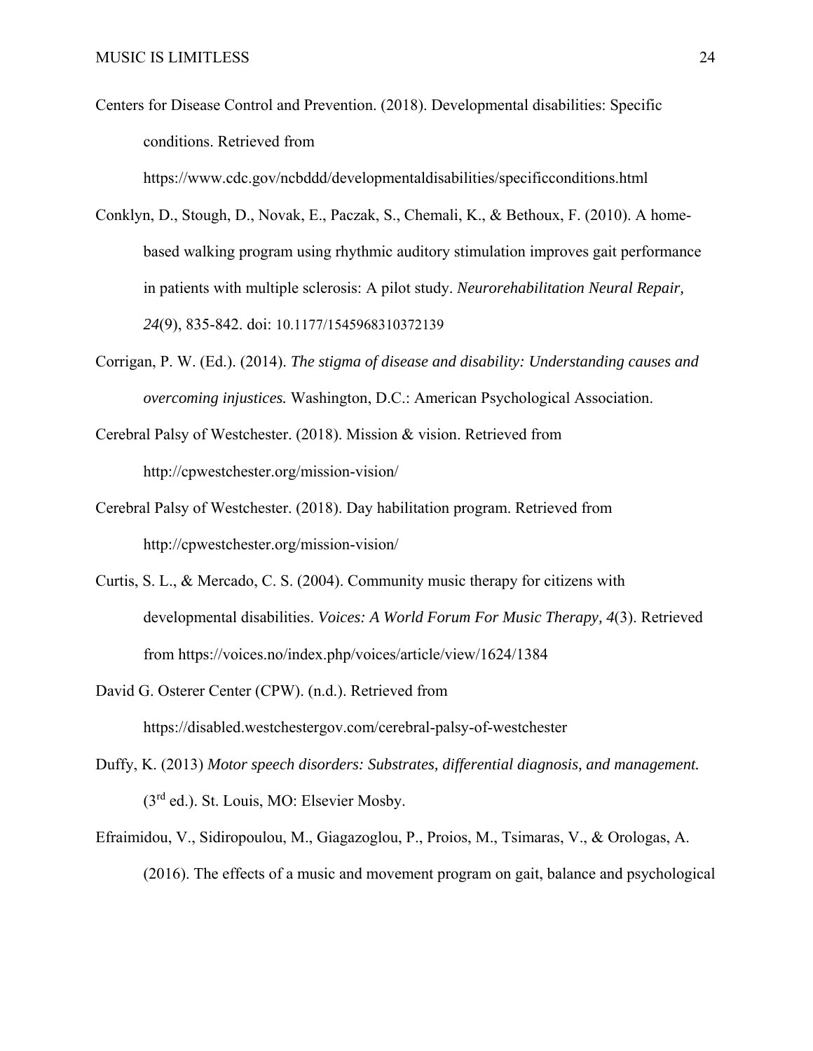Centers for Disease Control and Prevention. (2018). Developmental disabilities: Specific conditions. Retrieved from https://www.cdc.gov/ncbddd/developmentaldisabilities/specificconditions.html

Conklyn, D., Stough, D., Novak, E., Paczak, S., Chemali, K., & Bethoux, F. (2010). A home-based walking program using rhythmic auditory stimulation improves gait performance in patients with multiple sclerosis: A pilot study. *Neurorehabilitation Neural Repair, 24*(9), 835-842. doi: 10.1177/1545968310372139

Corrigan, P. W. (Ed.). (2014). *The stigma of disease and disability: Understanding causes and overcoming injustices.* Washington, D.C.: American Psychological Association.

Cerebral Palsy of Westchester. (2018). Mission & vision. Retrieved from http://cpwestchester.org/mission-vision/

Cerebral Palsy of Westchester. (2018). Day habilitation program. Retrieved from http://cpwestchester.org/mission-vision/

Curtis, S. L., & Mercado, C. S. (2004). Community music therapy for citizens with developmental disabilities. *Voices: A World Forum For Music Therapy, 4*(3). Retrieved from https://voices.no/index.php/voices/article/view/1624/1384

David G. Osterer Center (CPW). (n.d.). Retrieved from https://disabled.westchestergov.com/cerebral-palsy-of-westchester

Duffy, K. (2013) *Motor speech disorders: Substrates, differential diagnosis, and management.* (3rd ed.). St. Louis, MO: Elsevier Mosby.

Efraimidou, V., Sidiropoulou, M., Giagazoglou, P., Proios, M., Tsimaras, V., & Orologas, A. (2016). The effects of a music and movement program on gait, balance and psychological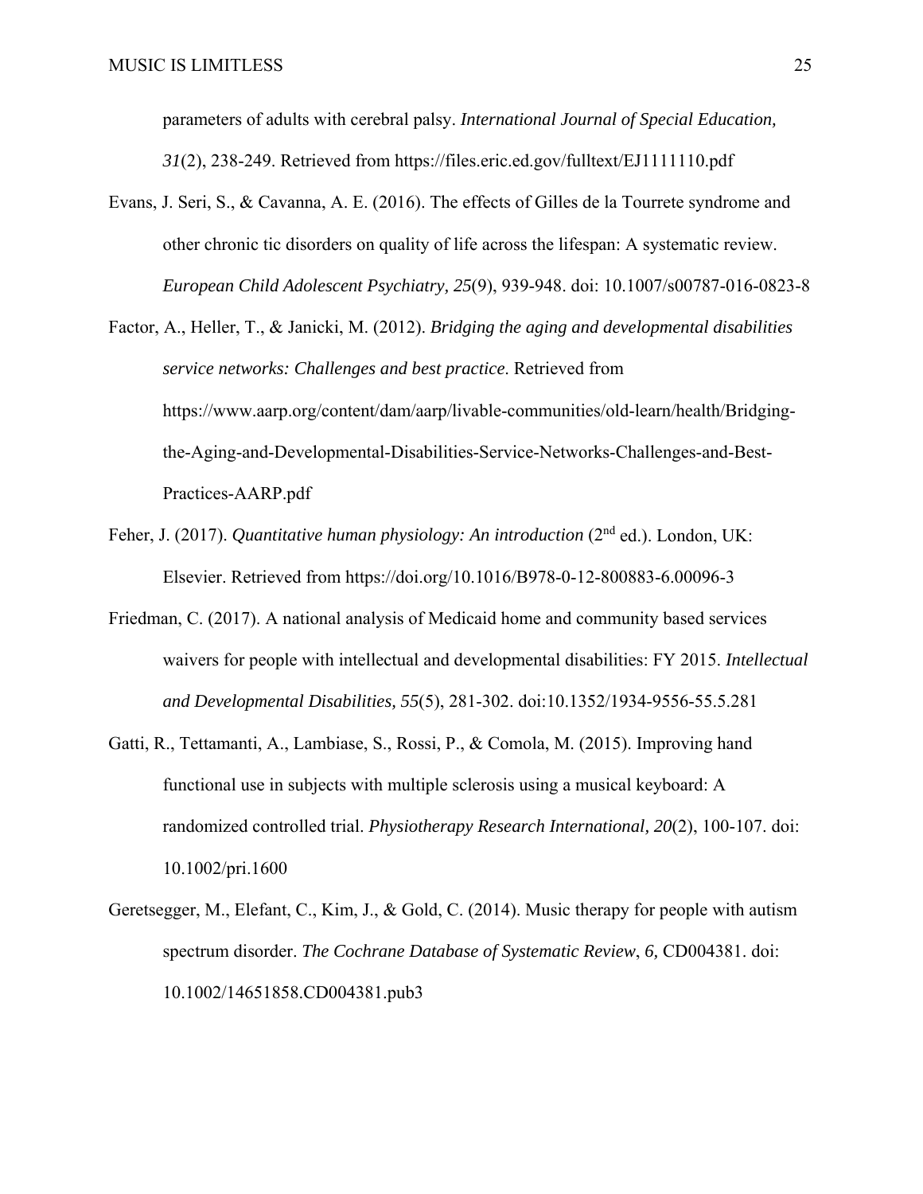parameters of adults with cerebral palsy. *International Journal of Special Education, 31*(2), 238-249. Retrieved from https://files.eric.ed.gov/fulltext/EJ1111110.pdf

Evans, J. Seri, S., & Cavanna, A. E. (2016). The effects of Gilles de la Tourrete syndrome and other chronic tic disorders on quality of life across the lifespan: A systematic review. *European Child Adolescent Psychiatry, 25*(9), 939-948. doi: 10.1007/s00787-016-0823-8

Factor, A., Heller, T., & Janicki, M. (2012). *Bridging the aging and developmental disabilities service networks: Challenges and best practice.* Retrieved from https://www.aarp.org/content/dam/aarp/livable-communities/old-learn/health/Bridging-the-Aging-and-Developmental-Disabilities-Service-Networks-Challenges-and-Best-Practices-AARP.pdf

Feher, J. (2017). *Quantitative human physiology: An introduction* (2nd ed.). London, UK: Elsevier. Retrieved from https://doi.org/10.1016/B978-0-12-800883-6.00096-3

Friedman, C. (2017). A national analysis of Medicaid home and community based services waivers for people with intellectual and developmental disabilities: FY 2015. *Intellectual and Developmental Disabilities, 55*(5), 281-302. doi:10.1352/1934-9556-55.5.281

Gatti, R., Tettamanti, A., Lambiase, S., Rossi, P., & Comola, M. (2015). Improving hand functional use in subjects with multiple sclerosis using a musical keyboard: A randomized controlled trial. *Physiotherapy Research International, 20*(2), 100-107. doi: 10.1002/pri.1600

Geretsegger, M., Elefant, C., Kim, J., & Gold, C. (2014). Music therapy for people with autism spectrum disorder. *The Cochrane Database of Systematic Review*, *6,* CD004381. doi: 10.1002/14651858.CD004381.pub3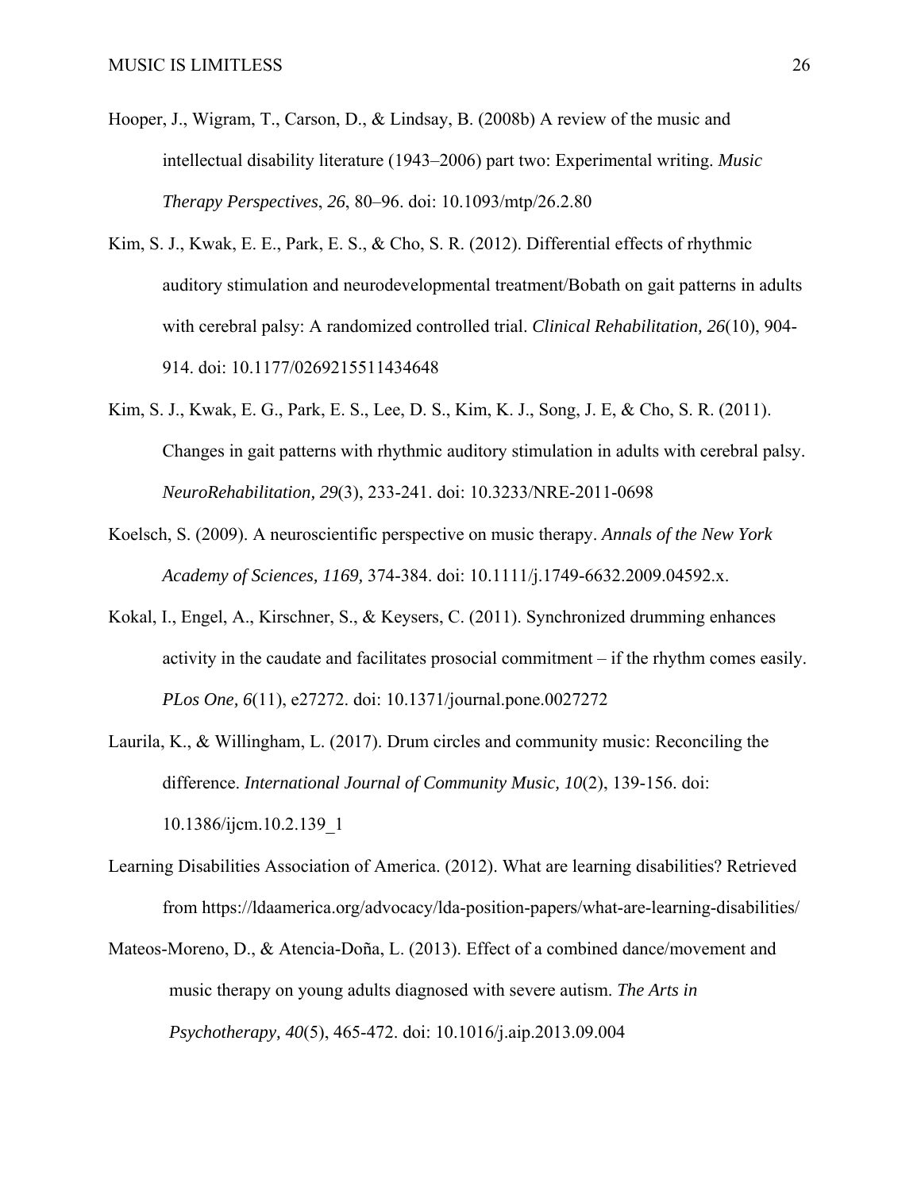Hooper, J., Wigram, T., Carson, D., & Lindsay, B. (2008b) A review of the music and intellectual disability literature (1943–2006) part two: Experimental writing. *Music Therapy Perspectives*, *26*, 80–96. doi: 10.1093/mtp/26.2.80

Kim, S. J., Kwak, E. E., Park, E. S., & Cho, S. R. (2012). Differential effects of rhythmic auditory stimulation and neurodevelopmental treatment/Bobath on gait patterns in adults with cerebral palsy: A randomized controlled trial. *Clinical Rehabilitation, 26*(10), 904-914. doi: 10.1177/0269215511434648

Kim, S. J., Kwak, E. G., Park, E. S., Lee, D. S., Kim, K. J., Song, J. E, & Cho, S. R. (2011). Changes in gait patterns with rhythmic auditory stimulation in adults with cerebral palsy. *NeuroRehabilitation, 29*(3), 233-241. doi: 10.3233/NRE-2011-0698

Koelsch, S. (2009). A neuroscientific perspective on music therapy. *Annals of the New York Academy of Sciences, 1169,* 374-384. doi: 10.1111/j.1749-6632.2009.04592.x.

Kokal, I., Engel, A., Kirschner, S., & Keysers, C. (2011). Synchronized drumming enhances activity in the caudate and facilitates prosocial commitment – if the rhythm comes easily. *PLos One, 6*(11), e27272. doi: 10.1371/journal.pone.0027272

Laurila, K., & Willingham, L. (2017). Drum circles and community music: Reconciling the difference. *International Journal of Community Music, 10*(2), 139-156. doi: 10.1386/ijcm.10.2.139_1

Learning Disabilities Association of America. (2012). What are learning disabilities? Retrieved from https://ldaamerica.org/advocacy/lda-position-papers/what-are-learning-disabilities/

Mateos-Moreno, D., & Atencia-Doña, L. (2013). Effect of a combined dance/movement and music therapy on young adults diagnosed with severe autism. *The Arts in Psychotherapy, 40*(5), 465-472. doi: 10.1016/j.aip.2013.09.004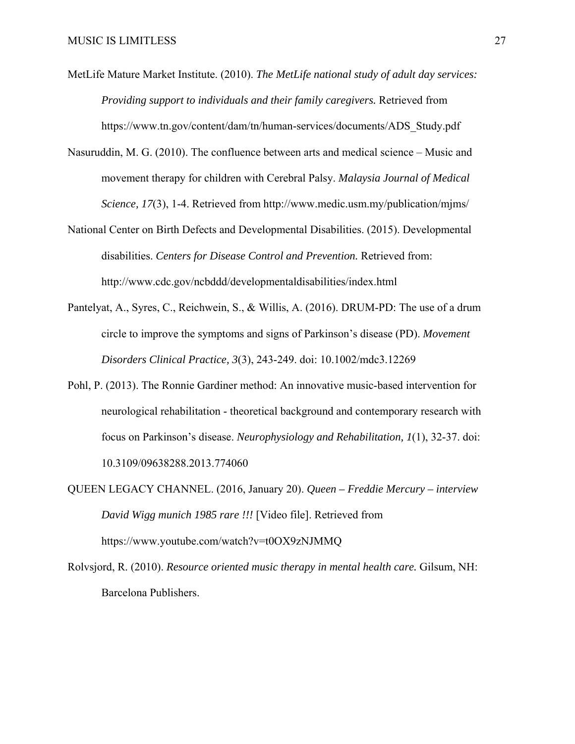MetLife Mature Market Institute. (2010). *The MetLife national study of adult day services: Providing support to individuals and their family caregivers.* Retrieved from https://www.tn.gov/content/dam/tn/human-services/documents/ADS_Study.pdf

Nasuruddin, M. G. (2010). The confluence between arts and medical science – Music and movement therapy for children with Cerebral Palsy. *Malaysia Journal of Medical Science, 17*(3), 1-4. Retrieved from http://www.medic.usm.my/publication/mjms/

National Center on Birth Defects and Developmental Disabilities. (2015). Developmental disabilities. *Centers for Disease Control and Prevention.* Retrieved from: http://www.cdc.gov/ncbddd/developmentaldisabilities/index.html

Pantelyat, A., Syres, C., Reichwein, S., & Willis, A. (2016). DRUM-PD: The use of a drum circle to improve the symptoms and signs of Parkinson's disease (PD). *Movement Disorders Clinical Practice, 3*(3), 243-249. doi: 10.1002/mdc3.12269

Pohl, P. (2013). The Ronnie Gardiner method: An innovative music-based intervention for neurological rehabilitation - theoretical background and contemporary research with focus on Parkinson's disease. *Neurophysiology and Rehabilitation, 1*(1), 32-37. doi: 10.3109/09638288.2013.774060

QUEEN LEGACY CHANNEL. (2016, January 20). *Queen – Freddie Mercury – interview David Wigg munich 1985 rare !!!* [Video file]. Retrieved from https://www.youtube.com/watch?v=t0OX9zNJMMQ

Rolvsjord, R. (2010). *Resource oriented music therapy in mental health care.* Gilsum, NH: Barcelona Publishers.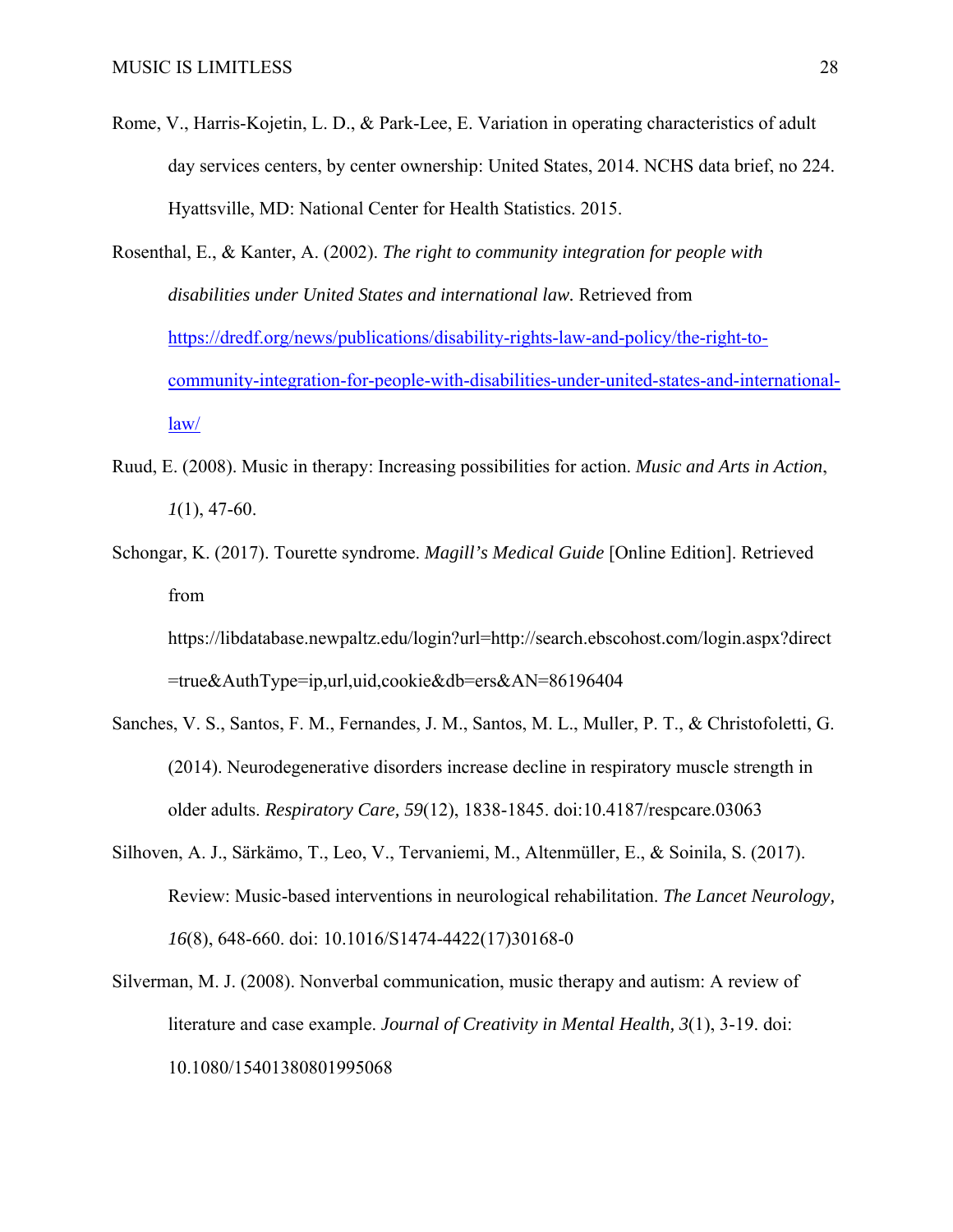Rome, V., Harris-Kojetin, L. D., & Park-Lee, E. Variation in operating characteristics of adult day services centers, by center ownership: United States, 2014. NCHS data brief, no 224. Hyattsville, MD: National Center for Health Statistics. 2015.

Rosenthal, E., & Kanter, A. (2002). *The right to community integration for people with disabilities under United States and international law.* Retrieved from [https://dredf.org/news/publications/disability-rights-law-and-policy/the-right-to-community-integration-for-people-with-disabilities-under-united-states-and-international-law/](https://dredf.org/news/publications/disability-rights-law-and-policy/the-right-to-community-integration-for-people-with-disabilities-under-united-states-and-international-law/)

Ruud, E. (2008). Music in therapy: Increasing possibilities for action. *Music and Arts in Action*, *1*(1), 47-60.

Schongar, K. (2017). Tourette syndrome. *Magill's Medical Guide* [Online Edition]. Retrieved from https://libdatabase.newpaltz.edu/login?url=http://search.ebscohost.com/login.aspx?direct=true&AuthType=ip,url,uid,cookie&db=ers&AN=86196404

Sanches, V. S., Santos, F. M., Fernandes, J. M., Santos, M. L., Muller, P. T., & Christofoletti, G. (2014). Neurodegenerative disorders increase decline in respiratory muscle strength in older adults. *Respiratory Care, 59*(12), 1838-1845. doi:10.4187/respcare.03063

Silhoven, A. J., Särkämo, T., Leo, V., Tervaniemi, M., Altenmüller, E., & Soinila, S. (2017). Review: Music-based interventions in neurological rehabilitation. *The Lancet Neurology, 16*(8), 648-660. doi: 10.1016/S1474-4422(17)30168-0

Silverman, M. J. (2008). Nonverbal communication, music therapy and autism: A review of literature and case example. *Journal of Creativity in Mental Health, 3*(1), 3-19. doi: 10.1080/15401380801995068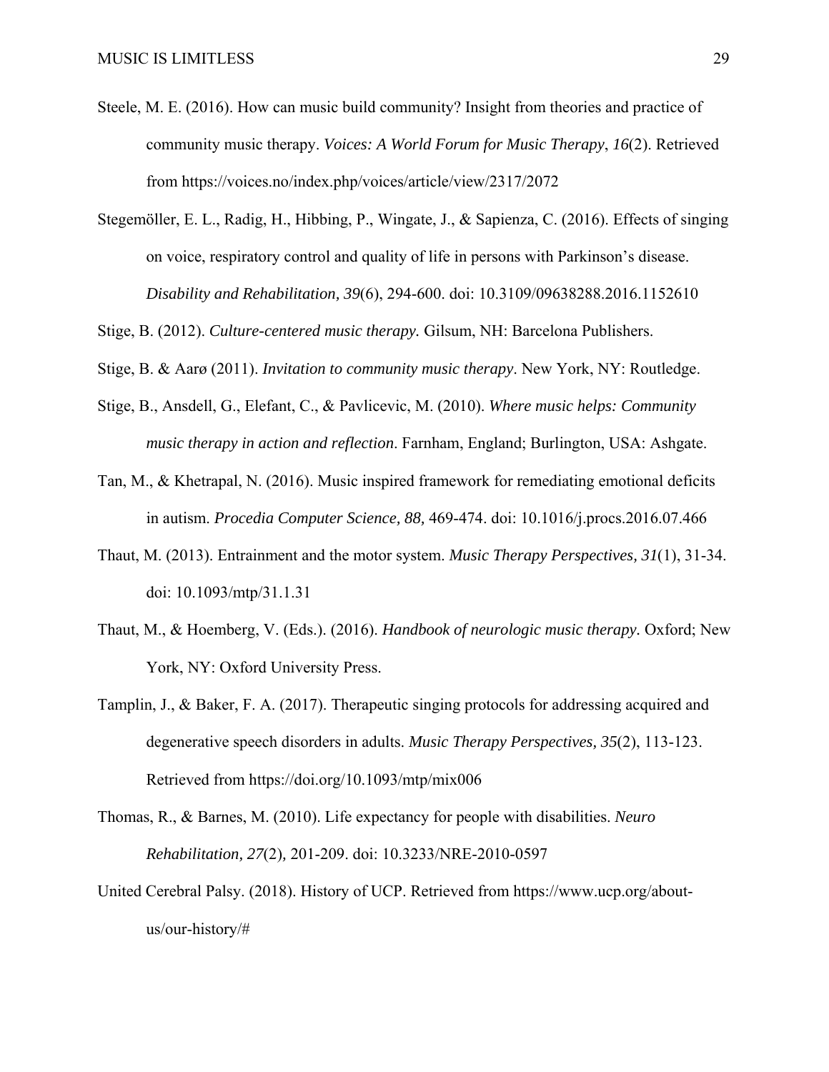Steele, M. E. (2016). How can music build community? Insight from theories and practice of community music therapy. *Voices: A World Forum for Music Therapy*, *16*(2). Retrieved from https://voices.no/index.php/voices/article/view/2317/2072

Stegemöller, E. L., Radig, H., Hibbing, P., Wingate, J., & Sapienza, C. (2016). Effects of singing on voice, respiratory control and quality of life in persons with Parkinson's disease. *Disability and Rehabilitation, 39*(6), 294-600. doi: 10.3109/09638288.2016.1152610

Stige, B. (2012). *Culture-centered music therapy.* Gilsum, NH: Barcelona Publishers.

Stige, B. & Aarø (2011). *Invitation to community music therapy*. New York, NY: Routledge.

Stige, B., Ansdell, G., Elefant, C., & Pavlicevic, M. (2010). *Where music helps: Community music therapy in action and reflection*. Farnham, England; Burlington, USA: Ashgate.

Tan, M., & Khetrapal, N. (2016). Music inspired framework for remediating emotional deficits in autism. *Procedia Computer Science, 88,* 469-474. doi: 10.1016/j.procs.2016.07.466

Thaut, M. (2013). Entrainment and the motor system. *Music Therapy Perspectives, 31*(1), 31-34. doi: 10.1093/mtp/31.1.31

Thaut, M., & Hoemberg, V. (Eds.). (2016). *Handbook of neurologic music therapy.* Oxford; New York, NY: Oxford University Press.

Tamplin, J., & Baker, F. A. (2017). Therapeutic singing protocols for addressing acquired and degenerative speech disorders in adults. *Music Therapy Perspectives, 35*(2), 113-123. Retrieved from https://doi.org/10.1093/mtp/mix006

Thomas, R., & Barnes, M. (2010). Life expectancy for people with disabilities. *Neuro Rehabilitation, 27*(2), 201-209. doi: 10.3233/NRE-2010-0597

United Cerebral Palsy. (2018). History of UCP. Retrieved from https://www.ucp.org/about-us/our-history/#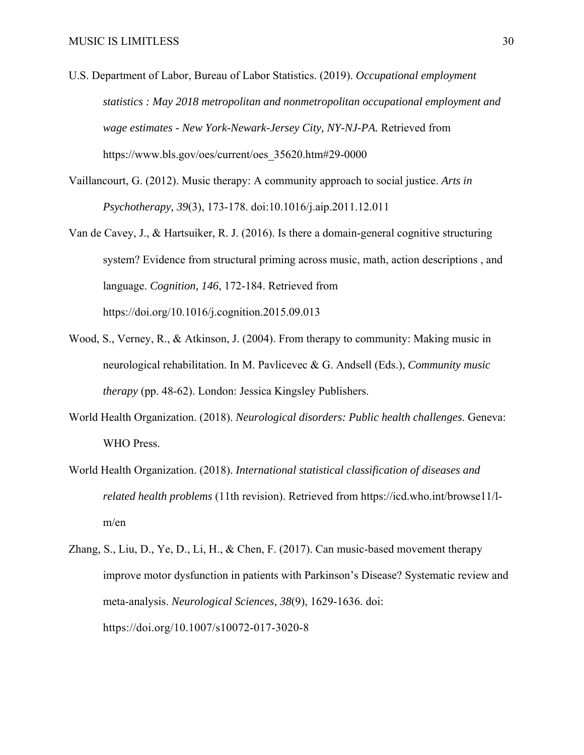U.S. Department of Labor, Bureau of Labor Statistics. (2019). *Occupational employment statistics : May 2018 metropolitan and nonmetropolitan occupational employment and wage estimates - New York-Newark-Jersey City, NY-NJ-PA.* Retrieved from https://www.bls.gov/oes/current/oes_35620.htm#29-0000

Vaillancourt, G. (2012). Music therapy: A community approach to social justice. *Arts in Psychotherapy, 39*(3), 173-178. doi:10.1016/j.aip.2011.12.011

Van de Cavey, J., & Hartsuiker, R. J. (2016). Is there a domain-general cognitive structuring system? Evidence from structural priming across music, math, action descriptions , and language. *Cognition, 146*, 172-184. Retrieved from https://doi.org/10.1016/j.cognition.2015.09.013

Wood, S., Verney, R., & Atkinson, J. (2004). From therapy to community: Making music in neurological rehabilitation. In M. Pavlicevec & G. Andsell (Eds.), *Community music therapy* (pp. 48-62). London: Jessica Kingsley Publishers.

World Health Organization. (2018). *Neurological disorders: Public health challenges*. Geneva: WHO Press.

World Health Organization. (2018). *International statistical classification of diseases and related health problems* (11th revision). Retrieved from https://icd.who.int/browse11/l-m/en

Zhang, S., Liu, D., Ye, D., Li, H., & Chen, F. (2017). Can music-based movement therapy improve motor dysfunction in patients with Parkinson's Disease? Systematic review and meta-analysis. *Neurological Sciences, 38*(9), 1629-1636. doi: https://doi.org/10.1007/s10072-017-3020-8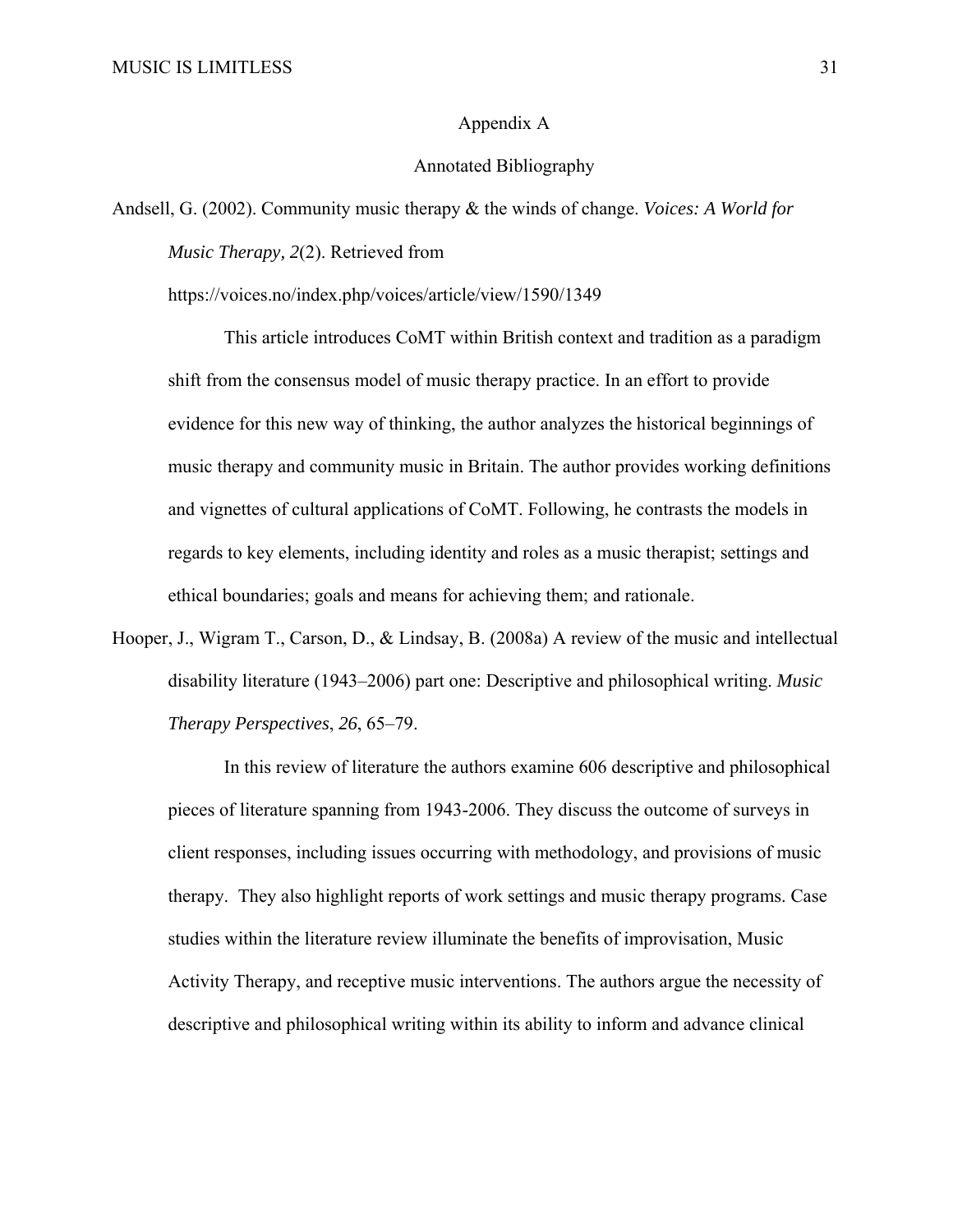# Appendix A

## Annotated Bibliography

Andsell, G. (2002). Community music therapy & the winds of change. *Voices: A World for Music Therapy, 2*(2). Retrieved from https://voices.no/index.php/voices/article/view/1590/1349

This article introduces CoMT within British context and tradition as a paradigm shift from the consensus model of music therapy practice. In an effort to provide evidence for this new way of thinking, the author analyzes the historical beginnings of music therapy and community music in Britain. The author provides working definitions and vignettes of cultural applications of CoMT. Following, he contrasts the models in regards to key elements, including identity and roles as a music therapist; settings and ethical boundaries; goals and means for achieving them; and rationale.

Hooper, J., Wigram T., Carson, D., & Lindsay, B. (2008a) A review of the music and intellectual disability literature (1943–2006) part one: Descriptive and philosophical writing. *Music Therapy Perspectives*, *26*, 65–79.

In this review of literature the authors examine 606 descriptive and philosophical pieces of literature spanning from 1943-2006. They discuss the outcome of surveys in client responses, including issues occurring with methodology, and provisions of music therapy. They also highlight reports of work settings and music therapy programs. Case studies within the literature review illuminate the benefits of improvisation, Music Activity Therapy, and receptive music interventions. The authors argue the necessity of descriptive and philosophical writing within its ability to inform and advance clinical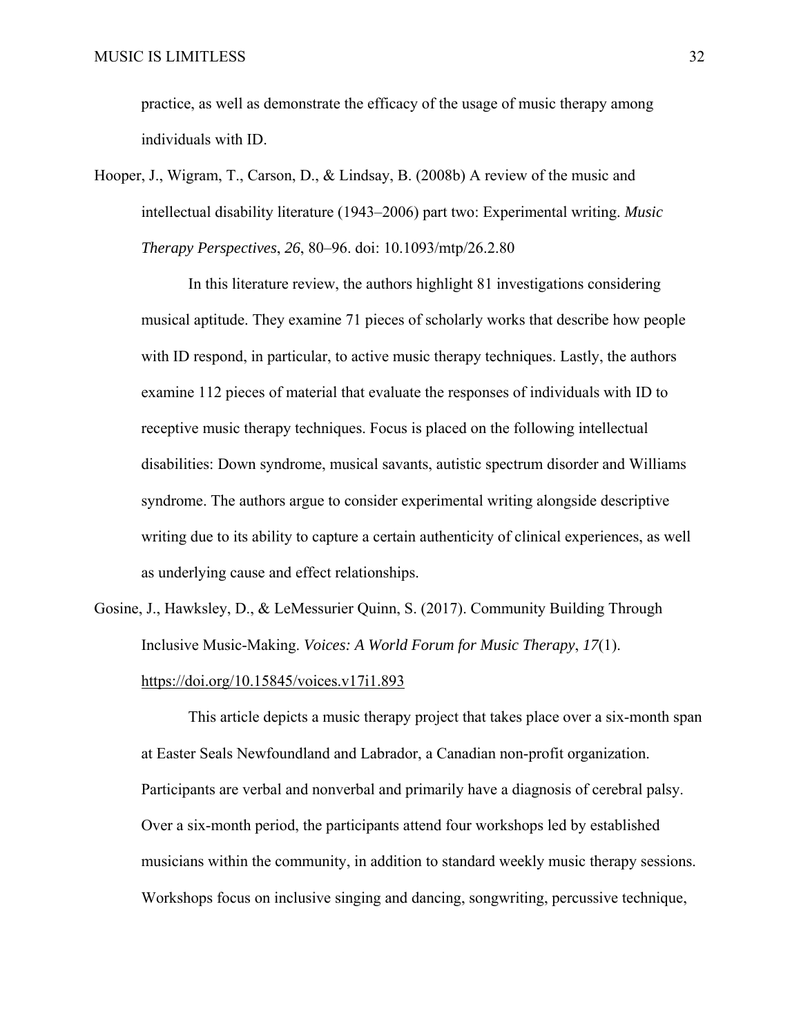practice, as well as demonstrate the efficacy of the usage of music therapy among individuals with ID.

Hooper, J., Wigram, T., Carson, D., & Lindsay, B. (2008b) A review of the music and intellectual disability literature (1943–2006) part two: Experimental writing. *Music Therapy Perspectives*, *26*, 80–96. doi: 10.1093/mtp/26.2.80

In this literature review, the authors highlight 81 investigations considering musical aptitude. They examine 71 pieces of scholarly works that describe how people with ID respond, in particular, to active music therapy techniques. Lastly, the authors examine 112 pieces of material that evaluate the responses of individuals with ID to receptive music therapy techniques. Focus is placed on the following intellectual disabilities: Down syndrome, musical savants, autistic spectrum disorder and Williams syndrome. The authors argue to consider experimental writing alongside descriptive writing due to its ability to capture a certain authenticity of clinical experiences, as well as underlying cause and effect relationships.

Gosine, J., Hawksley, D., & LeMessurier Quinn, S. (2017). Community Building Through Inclusive Music-Making. *Voices: A World Forum for Music Therapy*, *17*(1). https://doi.org/10.15845/voices.v17i1.893

This article depicts a music therapy project that takes place over a six-month span at Easter Seals Newfoundland and Labrador, a Canadian non-profit organization. Participants are verbal and nonverbal and primarily have a diagnosis of cerebral palsy. Over a six-month period, the participants attend four workshops led by established musicians within the community, in addition to standard weekly music therapy sessions. Workshops focus on inclusive singing and dancing, songwriting, percussive technique,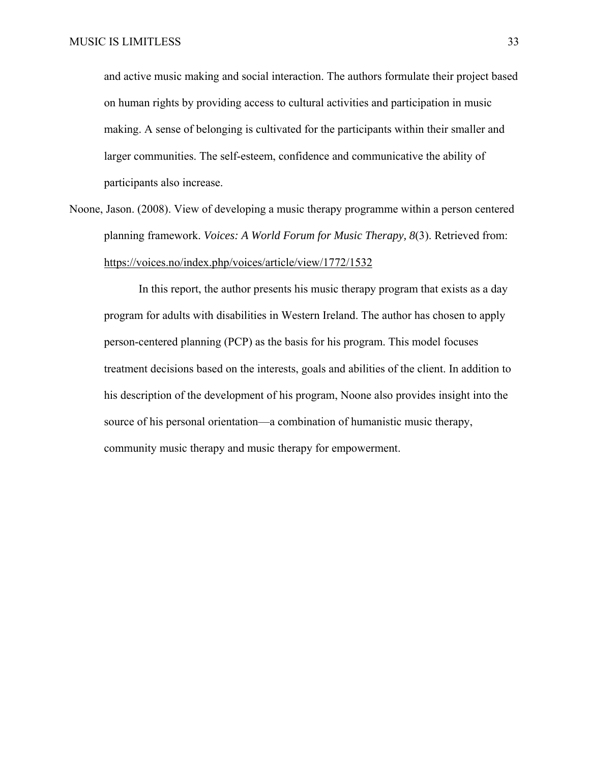and active music making and social interaction. The authors formulate their project based on human rights by providing access to cultural activities and participation in music making. A sense of belonging is cultivated for the participants within their smaller and larger communities. The self-esteem, confidence and communicative the ability of participants also increase.

Noone, Jason. (2008). View of developing a music therapy programme within a person centered planning framework. *Voices: A World Forum for Music Therapy, 8*(3). Retrieved from: https://voices.no/index.php/voices/article/view/1772/1532

In this report, the author presents his music therapy program that exists as a day program for adults with disabilities in Western Ireland. The author has chosen to apply person-centered planning (PCP) as the basis for his program. This model focuses treatment decisions based on the interests, goals and abilities of the client. In addition to his description of the development of his program, Noone also provides insight into the source of his personal orientation—a combination of humanistic music therapy, community music therapy and music therapy for empowerment.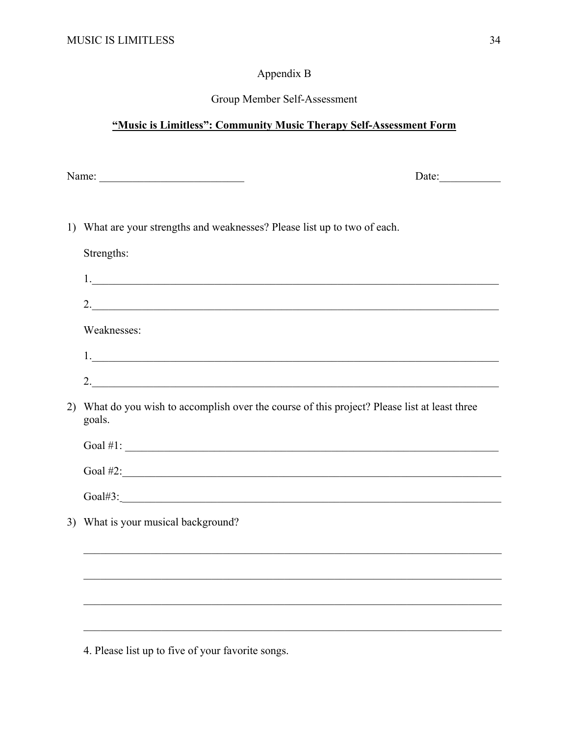# Appendix B

## Group Member Self-Assessment

**<u>"Music is Limitless": Community Music Therapy Self-Assessment Form</u>**

Name: __________________________ Date:___________

1) What are your strengths and weaknesses? Please list up to two of each.

   Strengths:

   1.___________________________________________________________________________

   2.___________________________________________________________________________

   Weaknesses:

   1.___________________________________________________________________________

   2.___________________________________________________________________________

2) What do you wish to accomplish over the course of this project? Please list at least three goals.

   Goal #1: _____________________________________________________________________

   Goal #2:______________________________________________________________________

   Goal#3:_______________________________________________________________________

3) What is your musical background?

   ______________________________________________________________________________

   ______________________________________________________________________________

   ______________________________________________________________________________

   ______________________________________________________________________________

4. Please list up to five of your favorite songs.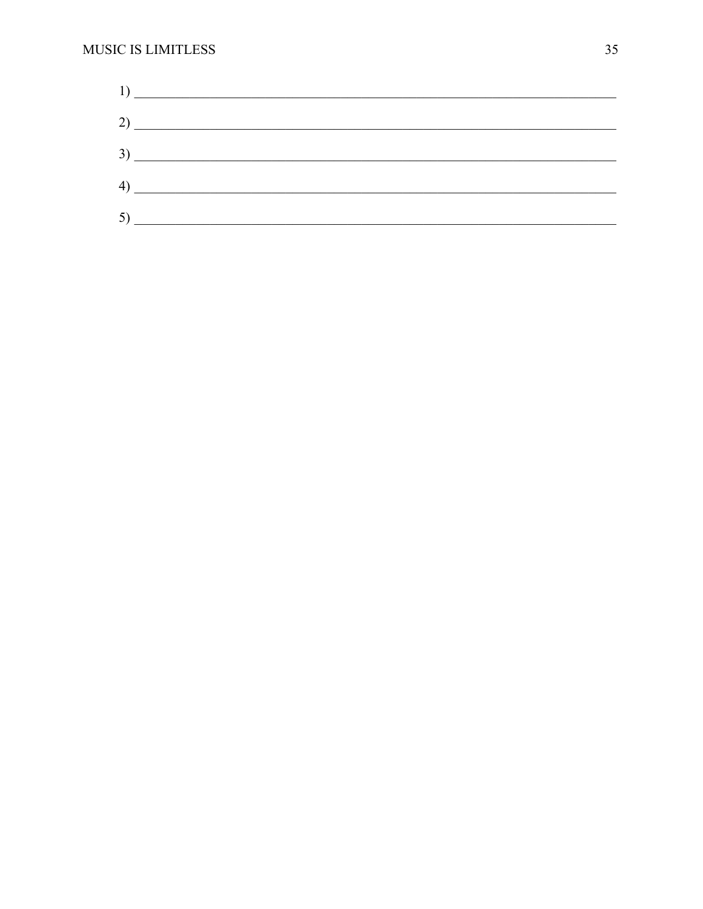1) ______________________________________________________________________

2) ______________________________________________________________________

3) ______________________________________________________________________

4) ______________________________________________________________________

5) ______________________________________________________________________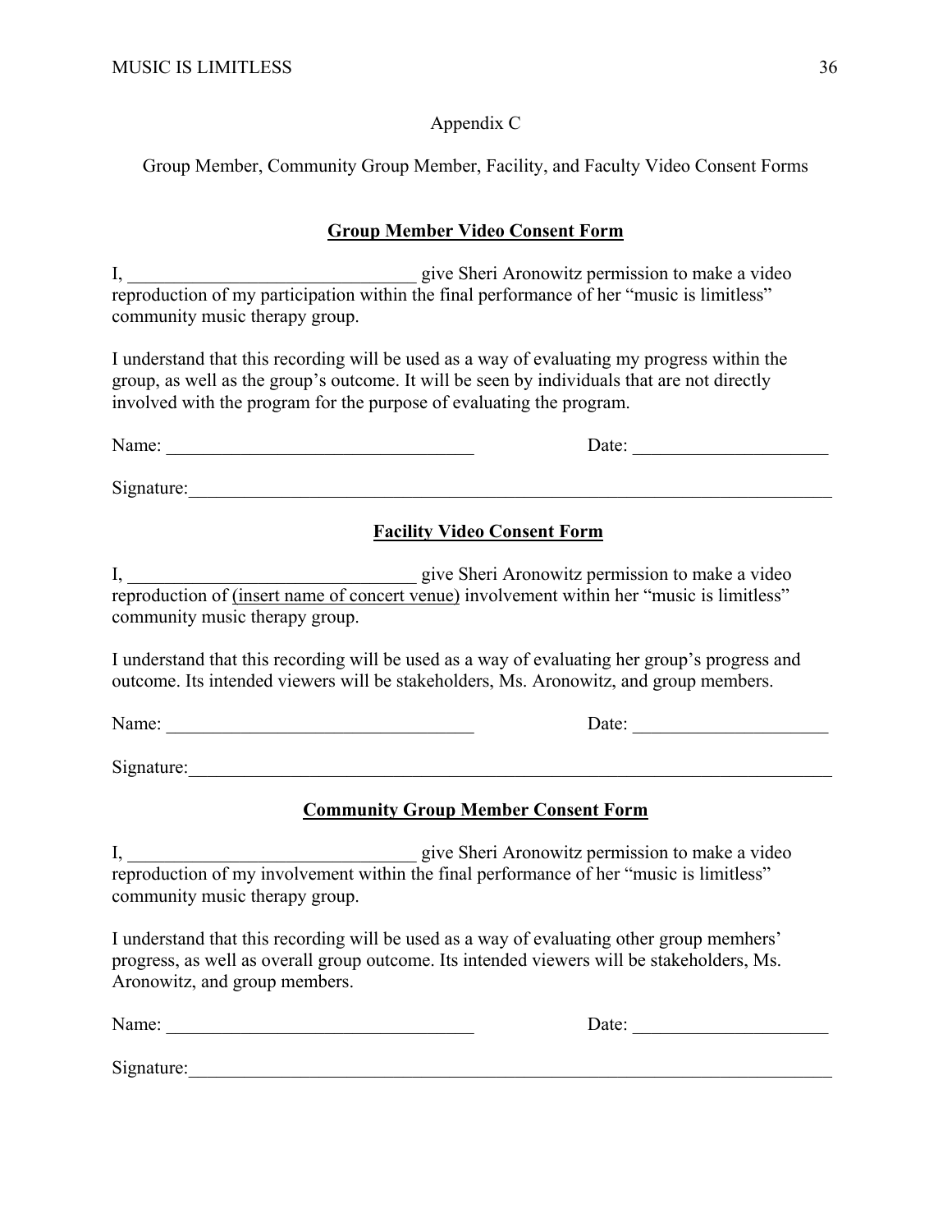## Appendix C

Group Member, Community Group Member, Facility, and Faculty Video Consent Forms

### **Group Member Video Consent Form**

I, _______________________________ give Sheri Aronowitz permission to make a video reproduction of my participation within the final performance of her "music is limitless" community music therapy group.

I understand that this recording will be used as a way of evaluating my progress within the group, as well as the group's outcome. It will be seen by individuals that are not directly involved with the program for the purpose of evaluating the program.

Name: _________________________________ Date: _____________________

Signature:________________________________________________________________________

### **Facility Video Consent Form**

I, _______________________________ give Sheri Aronowitz permission to make a video reproduction of (insert name of concert venue) involvement within her "music is limitless" community music therapy group.

I understand that this recording will be used as a way of evaluating her group's progress and outcome. Its intended viewers will be stakeholders, Ms. Aronowitz, and group members.

Name: _________________________________ Date: _____________________

Signature:________________________________________________________________________

### **Community Group Member Consent Form**

I, _______________________________ give Sheri Aronowitz permission to make a video reproduction of my involvement within the final performance of her "music is limitless" community music therapy group.

I understand that this recording will be used as a way of evaluating other group memhers' progress, as well as overall group outcome. Its intended viewers will be stakeholders, Ms. Aronowitz, and group members.

Name: _________________________________ Date: _____________________

Signature:________________________________________________________________________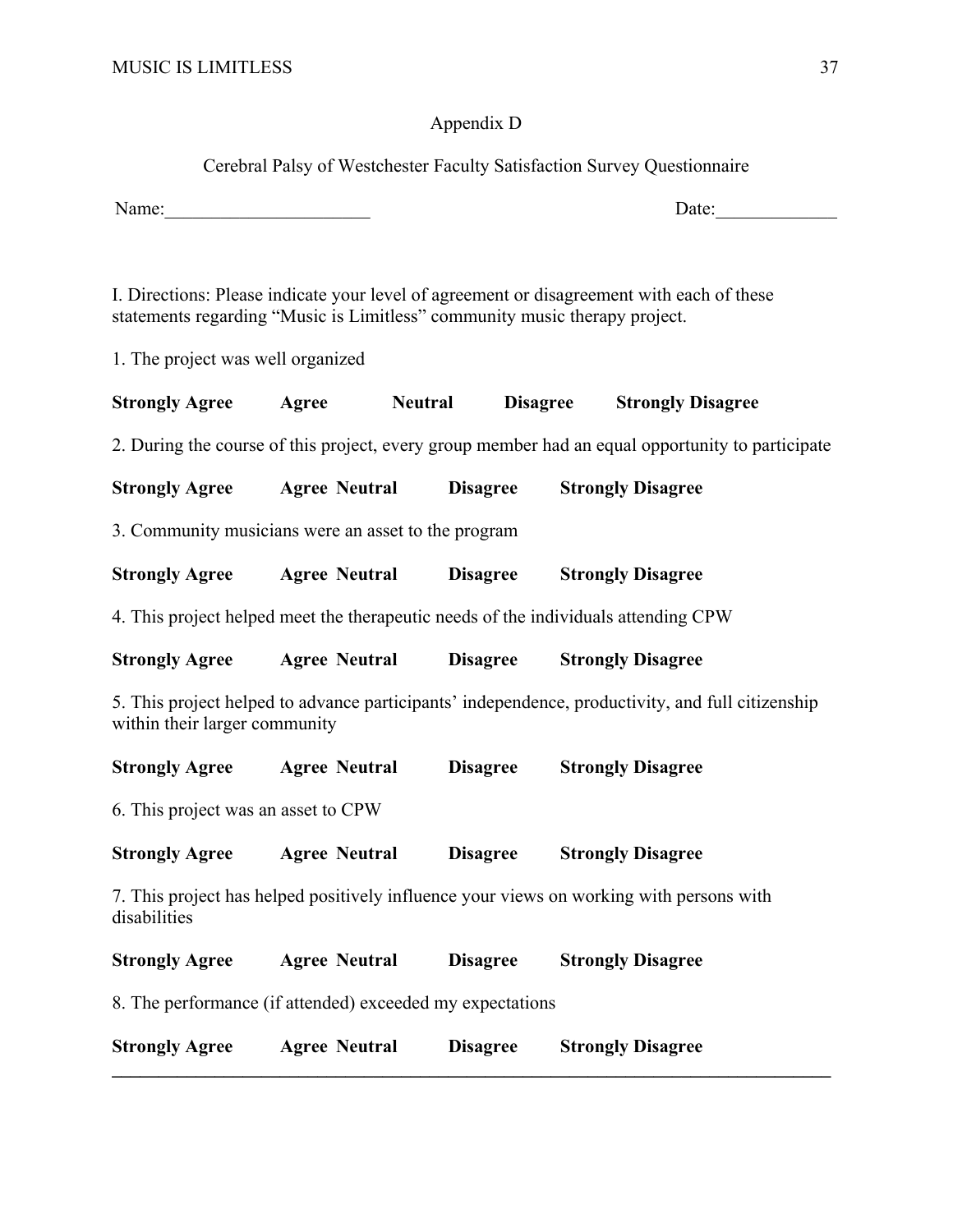## Appendix D

### Cerebral Palsy of Westchester Faculty Satisfaction Survey Questionnaire

Name:______________________ Date:_____________

I. Directions: Please indicate your level of agreement or disagreement with each of these statements regarding "Music is Limitless" community music therapy project.

1. The project was well organized

**Strongly Agree Agree Neutral Disagree Strongly Disagree**

2. During the course of this project, every group member had an equal opportunity to participate

**Strongly Agree Agree Neutral Disagree Strongly Disagree**

3. Community musicians were an asset to the program

**Strongly Agree Agree Neutral Disagree Strongly Disagree**

4. This project helped meet the therapeutic needs of the individuals attending CPW

**Strongly Agree Agree Neutral Disagree Strongly Disagree**

5. This project helped to advance participants' independence, productivity, and full citizenship within their larger community

**Strongly Agree Agree Neutral Disagree Strongly Disagree**

6. This project was an asset to CPW

**Strongly Agree Agree Neutral Disagree Strongly Disagree**

7. This project has helped positively influence your views on working with persons with disabilities

**Strongly Agree Agree Neutral Disagree Strongly Disagree**

8. The performance (if attended) exceeded my expectations

**Strongly Agree Agree Neutral Disagree Strongly Disagree**

---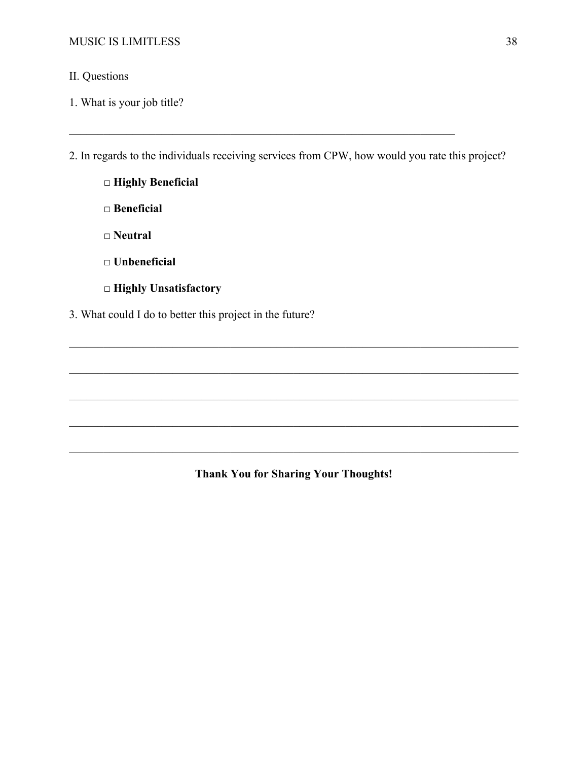II. Questions

1. What is your job title?

________________________________________________________________________

2. In regards to the individuals receiving services from CPW, how would you rate this project?

   □ **Highly Beneficial**

   □ **Beneficial**

   □ **Neutral**

   □ **Unbeneficial**

   □ **Highly Unsatisfactory**

3. What could I do to better this project in the future?

________________________________________________________________________

________________________________________________________________________

________________________________________________________________________

________________________________________________________________________

________________________________________________________________________

**Thank You for Sharing Your Thoughts!**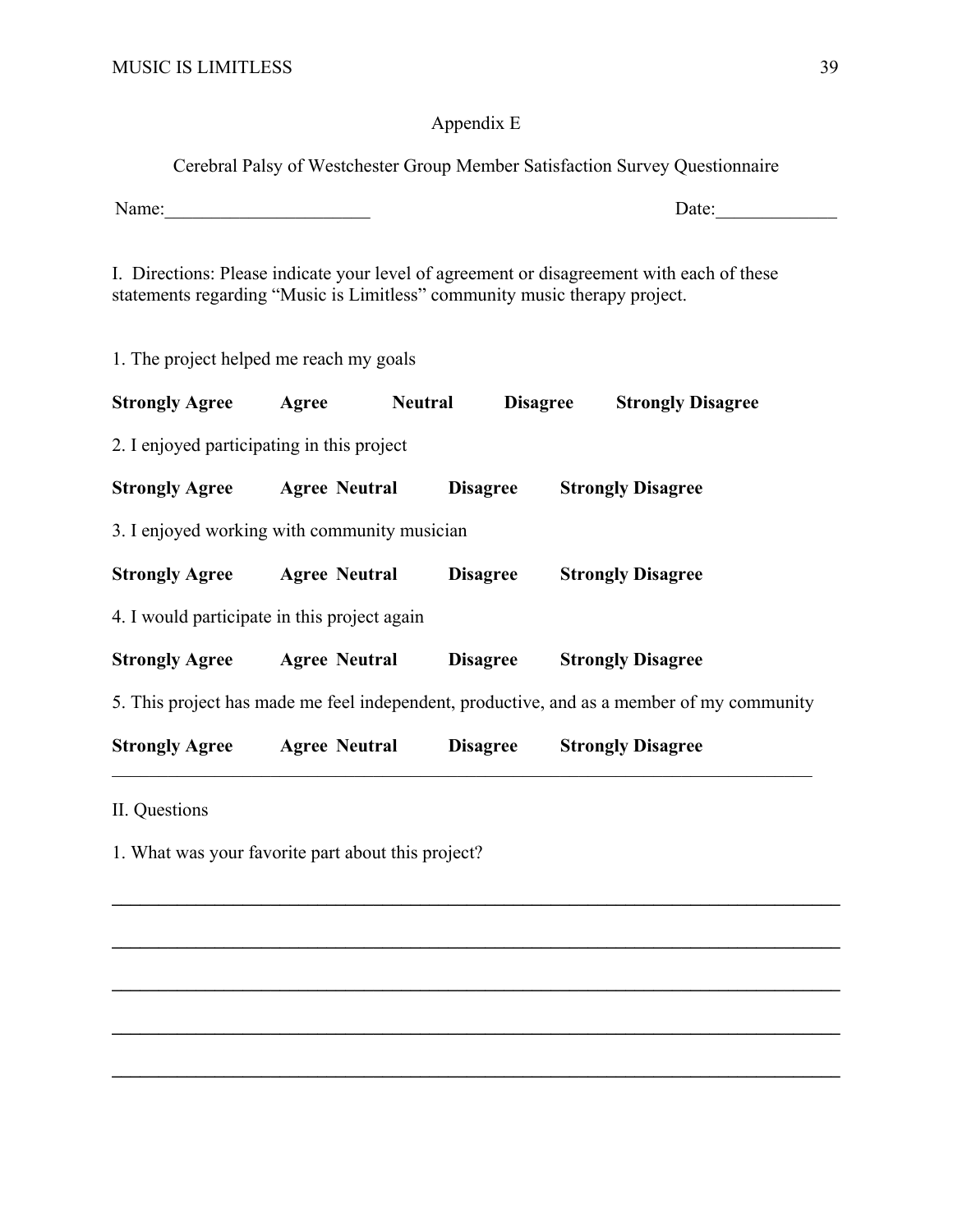Appendix E

Cerebral Palsy of Westchester Group Member Satisfaction Survey Questionnaire

Name:______________________ Date:_____________

I. Directions: Please indicate your level of agreement or disagreement with each of these statements regarding "Music is Limitless" community music therapy project.

1. The project helped me reach my goals

**Strongly Agree** **Agree** **Neutral** **Disagree** **Strongly Disagree**

2. I enjoyed participating in this project

**Strongly Agree** **Agree** **Neutral** **Disagree** **Strongly Disagree**

3. I enjoyed working with community musician

**Strongly Agree** **Agree** **Neutral** **Disagree** **Strongly Disagree**

4. I would participate in this project again

**Strongly Agree** **Agree** **Neutral** **Disagree** **Strongly Disagree**

5. This project has made me feel independent, productive, and as a member of my community

**Strongly Agree** **Agree** **Neutral** **Disagree** **Strongly Disagree**

---

II. Questions

1. What was your favorite part about this project?

_______________________________________________________________________________

_______________________________________________________________________________

_______________________________________________________________________________

_______________________________________________________________________________

_______________________________________________________________________________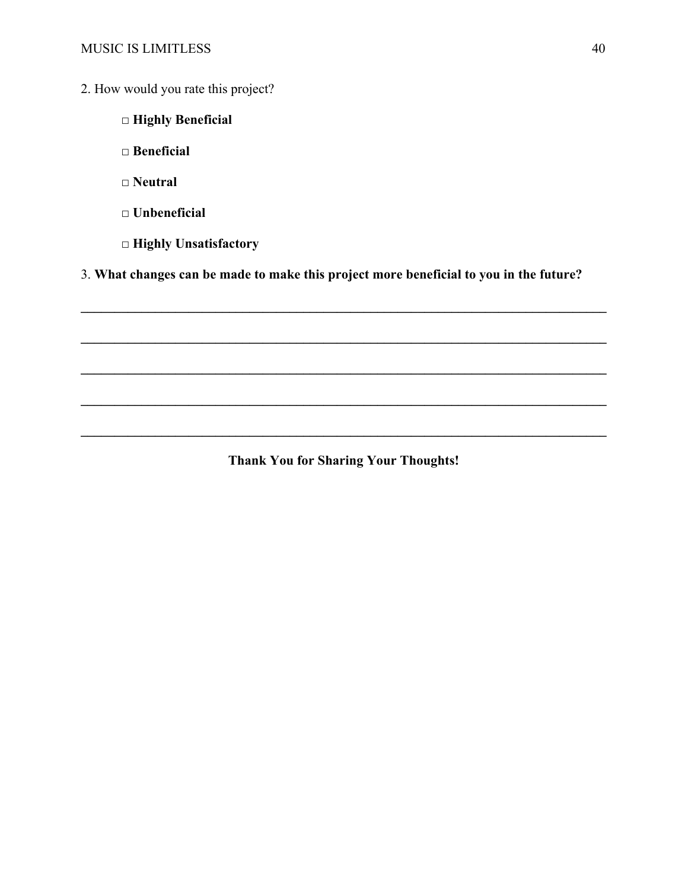2. How would you rate this project?

□ **Highly Beneficial**

□ **Beneficial**

□ **Neutral**

□ **Unbeneficial**

□ **Highly Unsatisfactory**

3. **What changes can be made to make this project more beneficial to you in the future?**

________________________________________________________________________________

________________________________________________________________________________

________________________________________________________________________________

________________________________________________________________________________

________________________________________________________________________________

**Thank You for Sharing Your Thoughts!**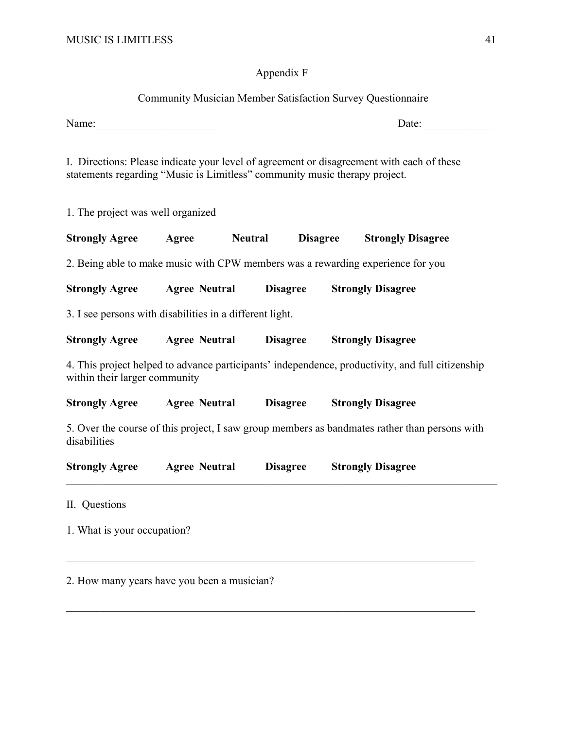## Appendix F

## Community Musician Member Satisfaction Survey Questionnaire

Name:______________________ Date:_____________

I. Directions: Please indicate your level of agreement or disagreement with each of these statements regarding "Music is Limitless" community music therapy project.

1. The project was well organized

**Strongly Agree Agree Neutral Disagree Strongly Disagree**

2. Being able to make music with CPW members was a rewarding experience for you

**Strongly Agree Agree Neutral Disagree Strongly Disagree**

3. I see persons with disabilities in a different light.

**Strongly Agree Agree Neutral Disagree Strongly Disagree**

4. This project helped to advance participants' independence, productivity, and full citizenship within their larger community

**Strongly Agree Agree Neutral Disagree Strongly Disagree**

5. Over the course of this project, I saw group members as bandmates rather than persons with disabilities

**Strongly Agree Agree Neutral Disagree Strongly Disagree**

---

II. Questions

1. What is your occupation?

_____________________________________________________________________________

2. How many years have you been a musician?

_____________________________________________________________________________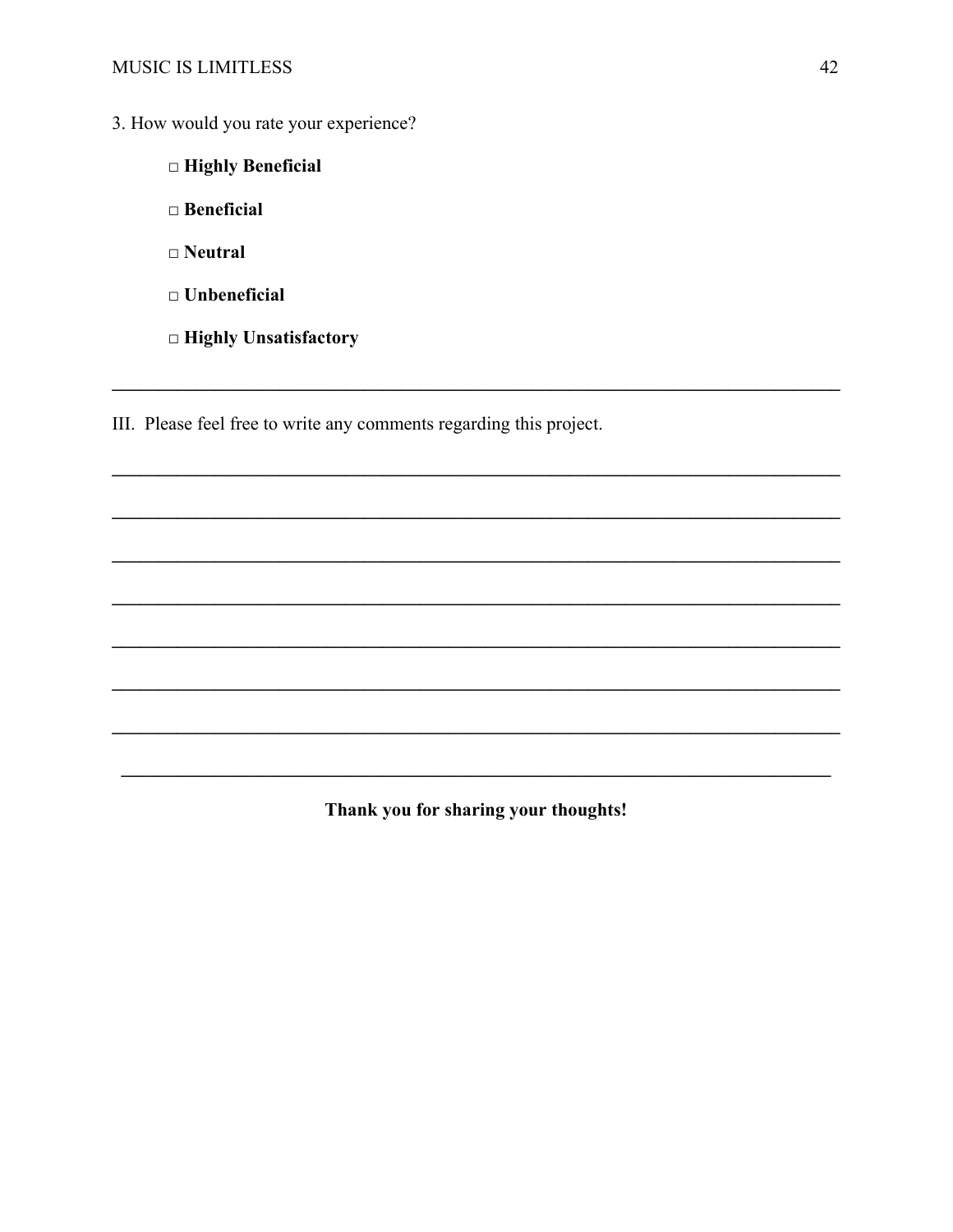3. How would you rate your experience?

- □ **Highly Beneficial**
- □ **Beneficial**
- □ **Neutral**
- □ **Unbeneficial**
- □ **Highly Unsatisfactory**

---

III. Please feel free to write any comments regarding this project.

______________________________________________________________________________

______________________________________________________________________________

______________________________________________________________________________

______________________________________________________________________________

______________________________________________________________________________

______________________________________________________________________________

______________________________________________________________________________

______________________________________________________________________________

**Thank you for sharing your thoughts!**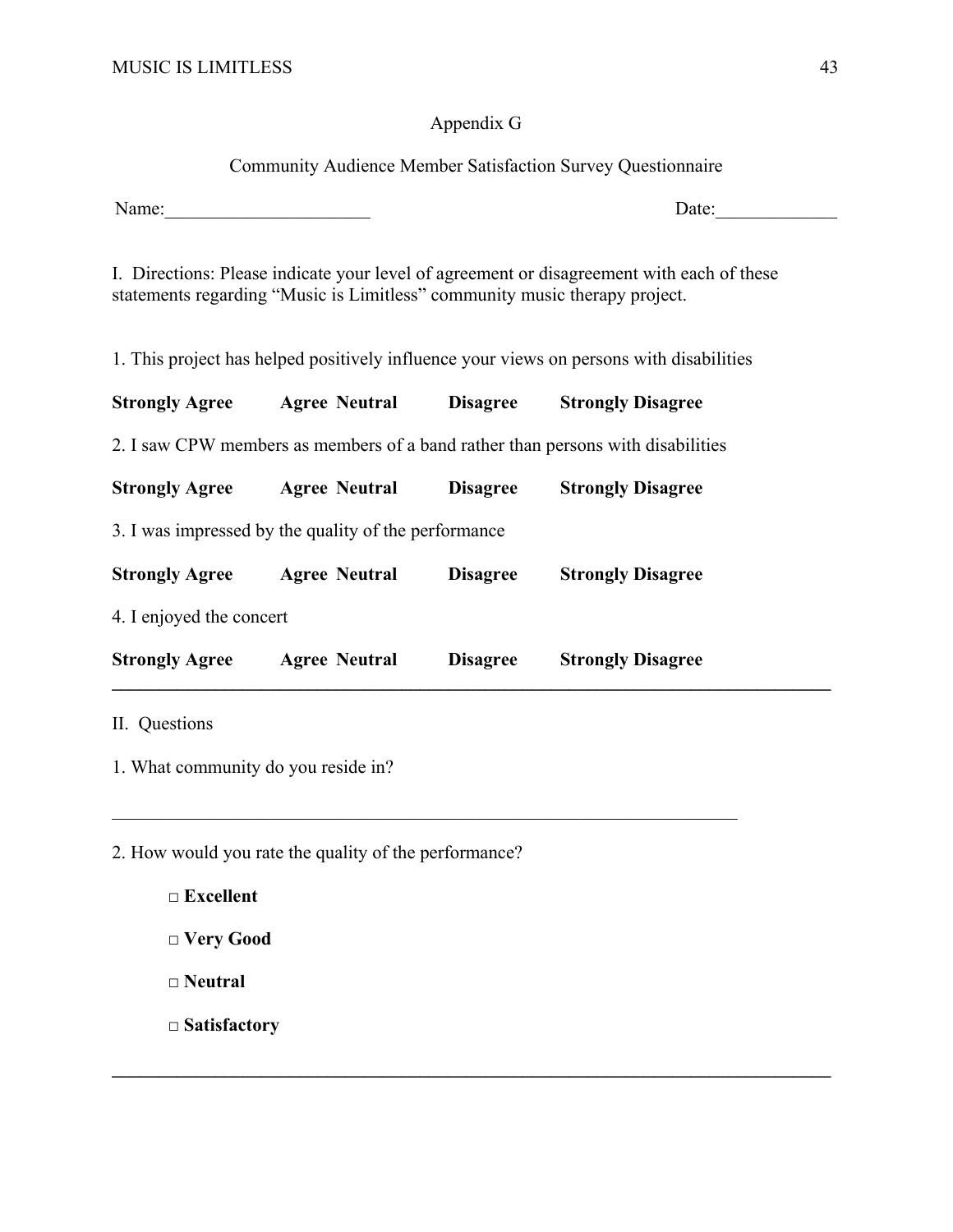## Appendix G

### Community Audience Member Satisfaction Survey Questionnaire

Name:______________________ Date:_____________

I. Directions: Please indicate your level of agreement or disagreement with each of these statements regarding "Music is Limitless" community music therapy project.

1. This project has helped positively influence your views on persons with disabilities

**Strongly Agree Agree Neutral Disagree Strongly Disagree**

2. I saw CPW members as members of a band rather than persons with disabilities

**Strongly Agree Agree Neutral Disagree Strongly Disagree**

3. I was impressed by the quality of the performance

**Strongly Agree Agree Neutral Disagree Strongly Disagree**

4. I enjoyed the concert

**Strongly Agree Agree Neutral Disagree Strongly Disagree**

---

II. Questions

1. What community do you reside in?

_____________________________________________________________________

2. How would you rate the quality of the performance?

- □ **Excellent**
- □ **Very Good**
- □ **Neutral**
- □ **Satisfactory**

---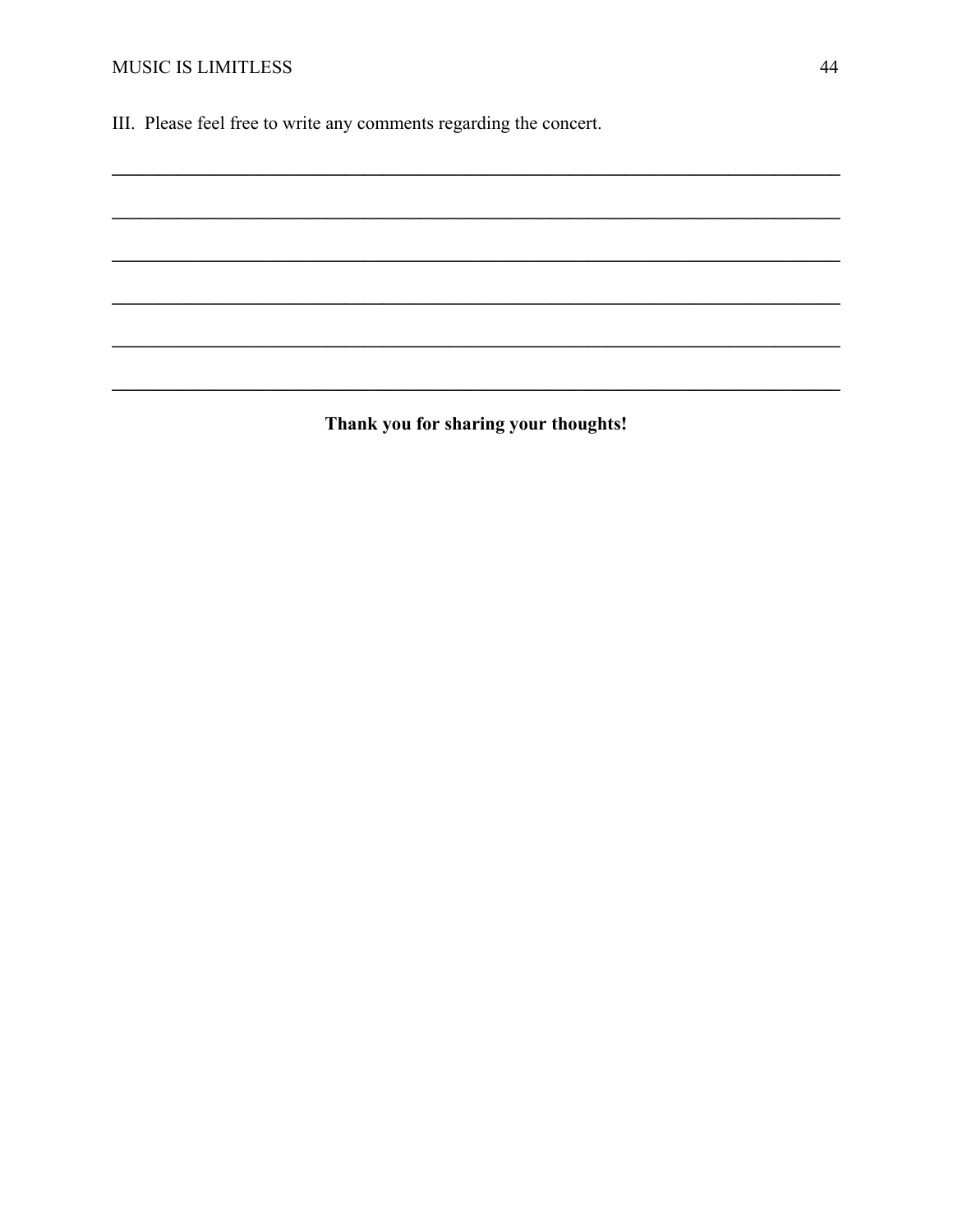III. Please feel free to write any comments regarding the concert.

______________________________________________________________________________

______________________________________________________________________________

______________________________________________________________________________

______________________________________________________________________________

______________________________________________________________________________

______________________________________________________________________________

**Thank you for sharing your thoughts!**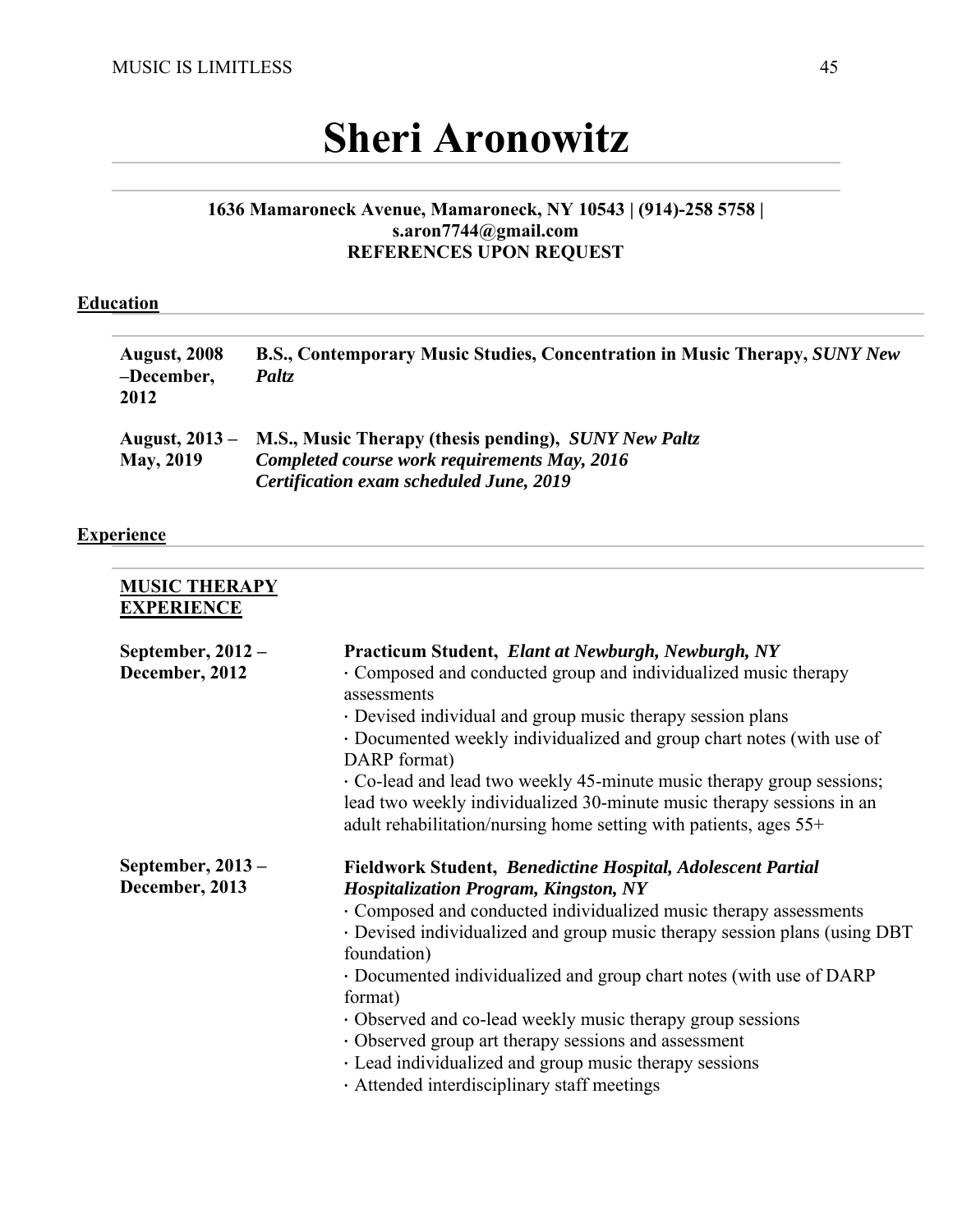# Sheri Aronowitz

**1636 Mamaroneck Avenue, Mamaroneck, NY 10543 | (914)-258 5758 | s.aron7744@gmail.com**
**REFERENCES UPON REQUEST**

## Education

**August, 2008 –December, 2012** — **B.S., Contemporary Music Studies, Concentration in Music Therapy,** ***SUNY New Paltz***

**August, 2013 – May, 2019** — **M.S., Music Therapy (thesis pending),** ***SUNY New Paltz***
***Completed course work requirements May, 2016***
***Certification exam scheduled June, 2019***

## Experience

### MUSIC THERAPY EXPERIENCE

**September, 2012 – December, 2012**

**Practicum Student,** ***Elant at Newburgh, Newburgh, NY***

- Composed and conducted group and individualized music therapy assessments
- Devised individual and group music therapy session plans
- Documented weekly individualized and group chart notes (with use of DARP format)
- Co-lead and lead two weekly 45-minute music therapy group sessions; lead two weekly individualized 30-minute music therapy sessions in an adult rehabilitation/nursing home setting with patients, ages 55+

**September, 2013 – December, 2013**

**Fieldwork Student,** ***Benedictine Hospital, Adolescent Partial Hospitalization Program, Kingston, NY***

- Composed and conducted individualized music therapy assessments
- Devised individualized and group music therapy session plans (using DBT foundation)
- Documented individualized and group chart notes (with use of DARP format)
- Observed and co-lead weekly music therapy group sessions
- Observed group art therapy sessions and assessment
- Lead individualized and group music therapy sessions
- Attended interdisciplinary staff meetings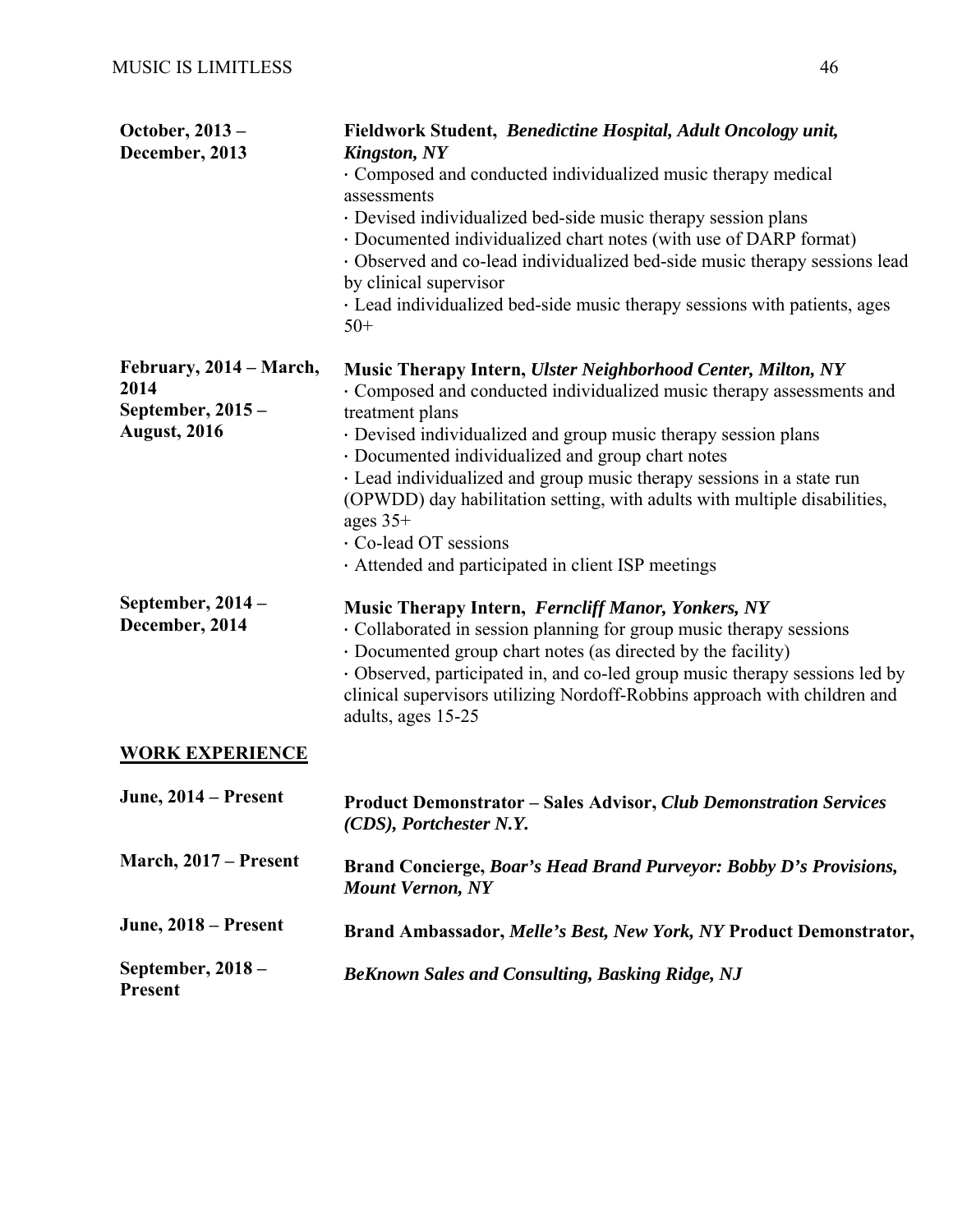**October, 2013 – December, 2013**

**Fieldwork Student,** ***Benedictine Hospital, Adult Oncology unit, Kingston, NY***
· Composed and conducted individualized music therapy medical assessments
· Devised individualized bed-side music therapy session plans
· Documented individualized chart notes (with use of DARP format)
· Observed and co-lead individualized bed-side music therapy sessions lead by clinical supervisor
· Lead individualized bed-side music therapy sessions with patients, ages 50+

**February, 2014 – March, 2014**
**September, 2015 – August, 2016**

**Music Therapy Intern,** ***Ulster Neighborhood Center, Milton, NY***
· Composed and conducted individualized music therapy assessments and treatment plans
· Devised individualized and group music therapy session plans
· Documented individualized and group chart notes
· Lead individualized and group music therapy sessions in a state run (OPWDD) day habilitation setting, with adults with multiple disabilities, ages 35+
· Co-lead OT sessions
· Attended and participated in client ISP meetings

**September, 2014 – December, 2014**

**Music Therapy Intern,** ***Ferncliff Manor, Yonkers, NY***
· Collaborated in session planning for group music therapy sessions
· Documented group chart notes (as directed by the facility)
· Observed, participated in, and co-led group music therapy sessions led by clinical supervisors utilizing Nordoff-Robbins approach with children and adults, ages 15-25

**<u>WORK EXPERIENCE</u>**

**June, 2014 – Present**

**Product Demonstrator – Sales Advisor,** ***Club Demonstration Services (CDS), Portchester N.Y.***

**March, 2017 – Present**

**Brand Concierge,** ***Boar's Head Brand Purveyor: Bobby D's Provisions, Mount Vernon, NY***

**June, 2018 – Present**

**Brand Ambassador,** ***Melle's Best, New York, NY*** **Product Demonstrator,**

**September, 2018 – Present**

***BeKnown Sales and Consulting, Basking Ridge, NJ***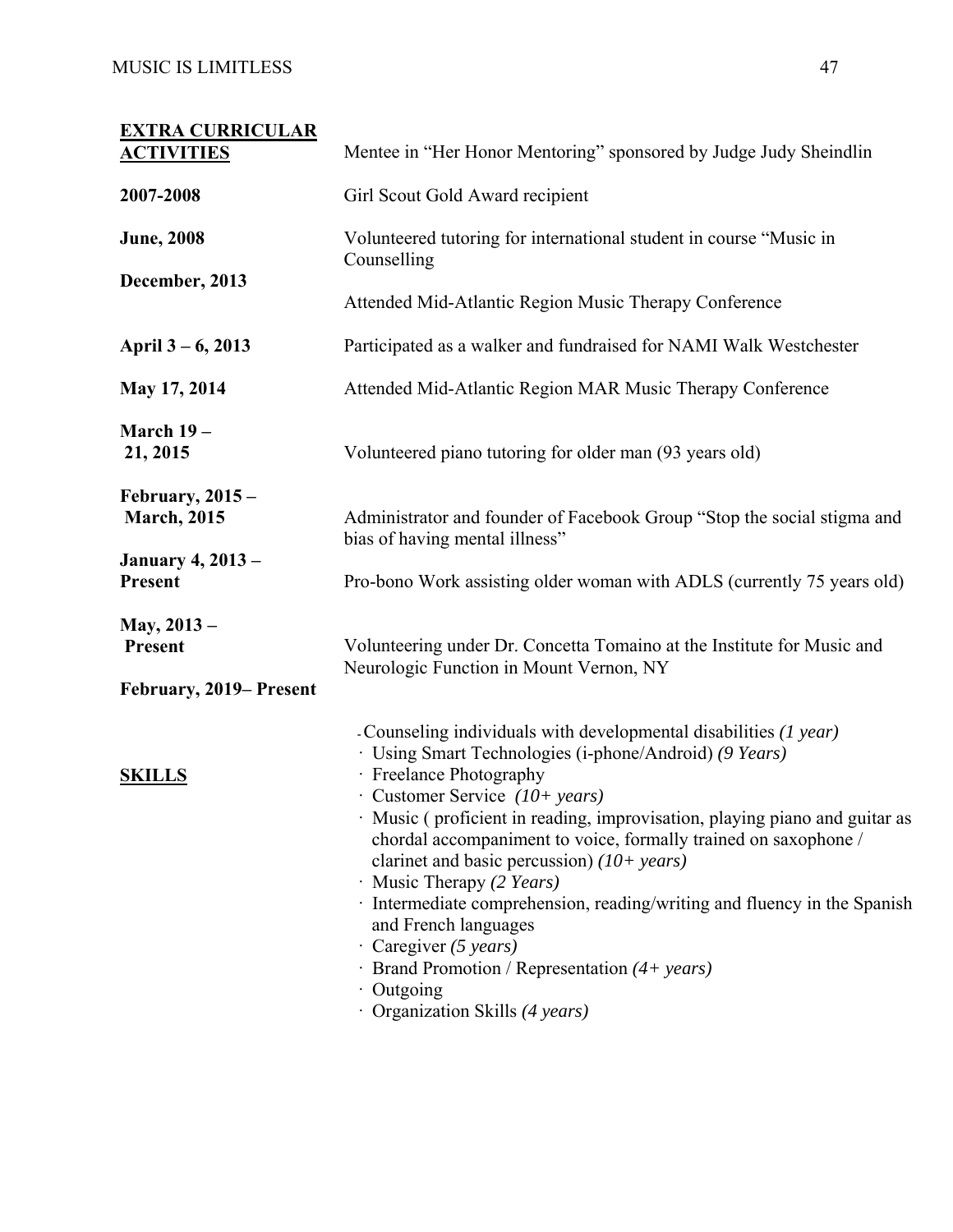**EXTRA CURRICULAR ACTIVITIES**

| | |
|---|---|
| | Mentee in "Her Honor Mentoring" sponsored by Judge Judy Sheindlin |
| **2007-2008** | Girl Scout Gold Award recipient |
| **June, 2008** | Volunteered tutoring for international student in course "Music in Counselling |
| **December, 2013** | Attended Mid-Atlantic Region Music Therapy Conference |
| **April 3 – 6, 2013** | Participated as a walker and fundraised for NAMI Walk Westchester |
| **May 17, 2014** | Attended Mid-Atlantic Region MAR Music Therapy Conference |
| **March 19 – 21, 2015** | Volunteered piano tutoring for older man (93 years old) |
| **February, 2015 – March, 2015** | Administrator and founder of Facebook Group "Stop the social stigma and bias of having mental illness" |
| **January 4, 2013 – Present** | Pro-bono Work assisting older woman with ADLS (currently 75 years old) |
| **May, 2013 – Present** | Volunteering under Dr. Concetta Tomaino at the Institute for Music and Neurologic Function in Mount Vernon, NY |
| **February, 2019– Present** | |

**SKILLS**

- Counseling individuals with developmental disabilities *(1 year)*
- Using Smart Technologies (i-phone/Android) *(9 Years)*
- Freelance Photography
- Customer Service *(10+ years)*
- Music ( proficient in reading, improvisation, playing piano and guitar as chordal accompaniment to voice, formally trained on saxophone / clarinet and basic percussion) *(10+ years)*
- Music Therapy *(2 Years)*
- Intermediate comprehension, reading/writing and fluency in the Spanish and French languages
- Caregiver *(5 years)*
- Brand Promotion / Representation *(4+ years)*
- Outgoing
- Organization Skills *(4 years)*